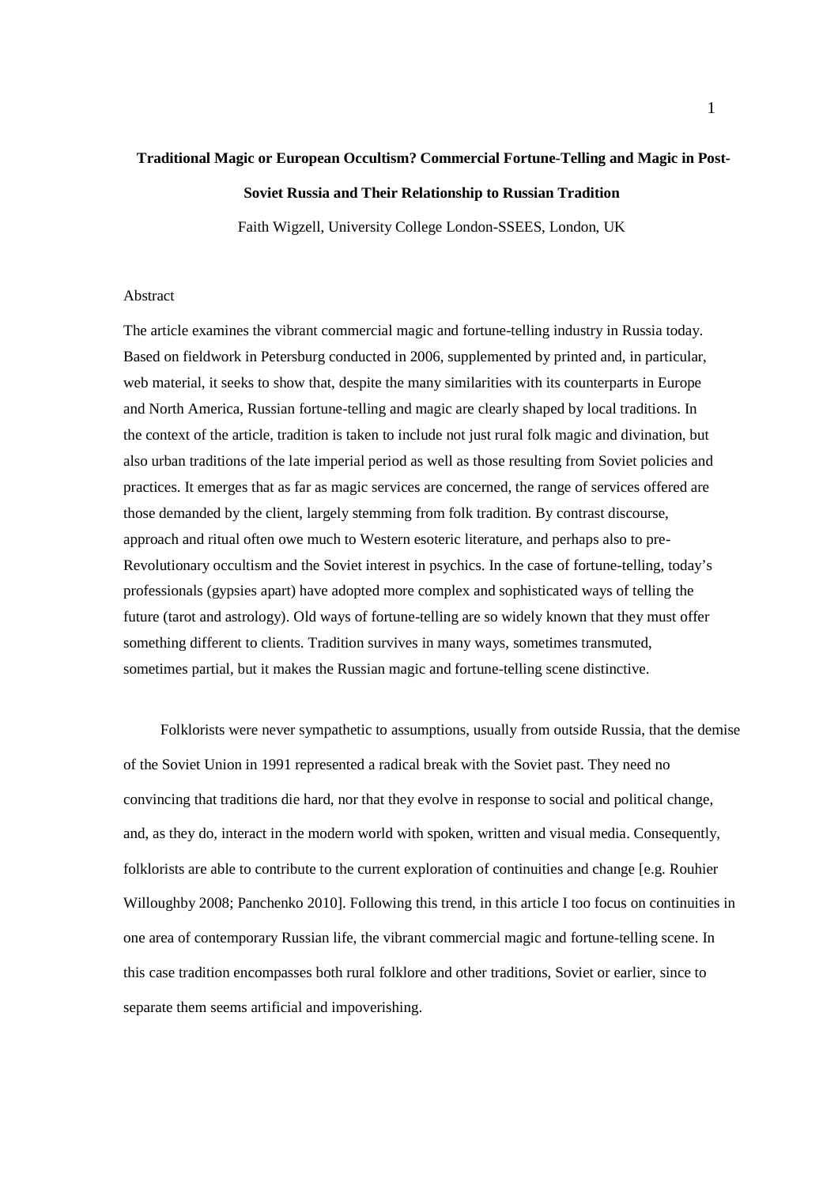# Traditional Magic or European Occultism? Commercial Fortune-Telling and Magic in Post-Soviet Russia and Their Relationship to Russian Tradition

Faith Wigzell, University College London-SSEES, London, UK

## Abstract

The article examines the vibrant commercial magic and fortune-telling industry in Russia today. Based on fieldwork in Petersburg conducted in 2006, supplemented by printed and, in particular, web material, it seeks to show that, despite the many similarities with its counterparts in Europe and North America, Russian fortune-telling and magic are clearly shaped by local traditions. In the context of the article, tradition is taken to include not just rural folk magic and divination, but also urban traditions of the late imperial period as well as those resulting from Soviet policies and practices. It emerges that as far as magic services are concerned, the range of services offered are those demanded by the client, largely stemming from folk tradition. By contrast discourse, approach and ritual often owe much to Western esoteric literature, and perhaps also to pre-Revolutionary occultism and the Soviet interest in psychics. In the case of fortune-telling, today's professionals (gypsies apart) have adopted more complex and sophisticated ways of telling the future (tarot and astrology). Old ways of fortune-telling are so widely known that they must offer something different to clients. Tradition survives in many ways, sometimes transmuted, sometimes partial, but it makes the Russian magic and fortune-telling scene distinctive.

Folklorists were never sympathetic to assumptions, usually from outside Russia, that the demise of the Soviet Union in 1991 represented a radical break with the Soviet past. They need no convincing that traditions die hard, nor that they evolve in response to social and political change, and, as they do, interact in the modern world with spoken, written and visual media. Consequently, folklorists are able to contribute to the current exploration of continuities and change [e.g. Rouhier Willoughby 2008; Panchenko 2010]. Following this trend, in this article I too focus on continuities in one area of contemporary Russian life, the vibrant commercial magic and fortune-telling scene. In this case tradition encompasses both rural folklore and other traditions, Soviet or earlier, since to separate them seems artificial and impoverishing.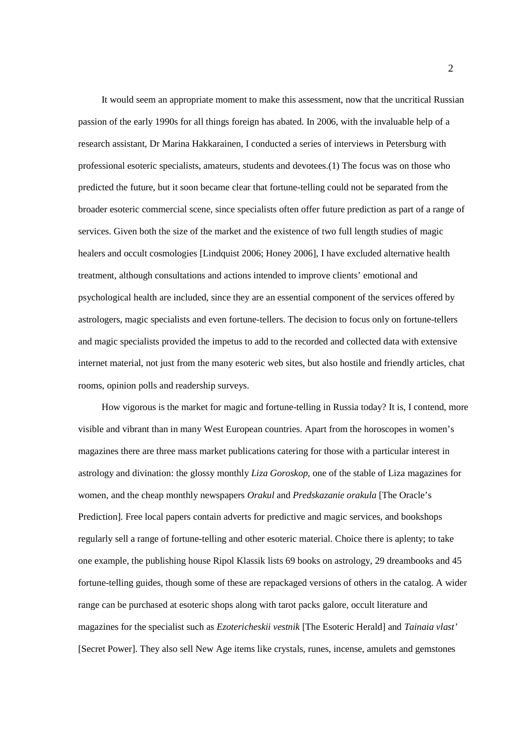It would seem an appropriate moment to make this assessment, now that the uncritical Russian passion of the early 1990s for all things foreign has abated. In 2006, with the invaluable help of a research assistant, Dr Marina Hakkarainen, I conducted a series of interviews in Petersburg with professional esoteric specialists, amateurs, students and devotees.(1) The focus was on those who predicted the future, but it soon became clear that fortune-telling could not be separated from the broader esoteric commercial scene, since specialists often offer future prediction as part of a range of services. Given both the size of the market and the existence of two full length studies of magic healers and occult cosmologies [Lindquist 2006; Honey 2006], I have excluded alternative health treatment, although consultations and actions intended to improve clients' emotional and psychological health are included, since they are an essential component of the services offered by astrologers, magic specialists and even fortune-tellers. The decision to focus only on fortune-tellers and magic specialists provided the impetus to add to the recorded and collected data with extensive internet material, not just from the many esoteric web sites, but also hostile and friendly articles, chat rooms, opinion polls and readership surveys.

How vigorous is the market for magic and fortune-telling in Russia today? It is, I contend, more visible and vibrant than in many West European countries. Apart from the horoscopes in women's magazines there are three mass market publications catering for those with a particular interest in astrology and divination: the glossy monthly *Liza Goroskop*, one of the stable of Liza magazines for women, and the cheap monthly newspapers *Orakul* and *Predskazanie orakula* [The Oracle's Prediction]. Free local papers contain adverts for predictive and magic services, and bookshops regularly sell a range of fortune-telling and other esoteric material. Choice there is aplenty; to take one example, the publishing house Ripol Klassik lists 69 books on astrology, 29 dreambooks and 45 fortune-telling guides, though some of these are repackaged versions of others in the catalog. A wider range can be purchased at esoteric shops along with tarot packs galore, occult literature and magazines for the specialist such as *Ezotericheskii vestnik* [The Esoteric Herald] and *Tainaia vlast'* [Secret Power]. They also sell New Age items like crystals, runes, incense, amulets and gemstones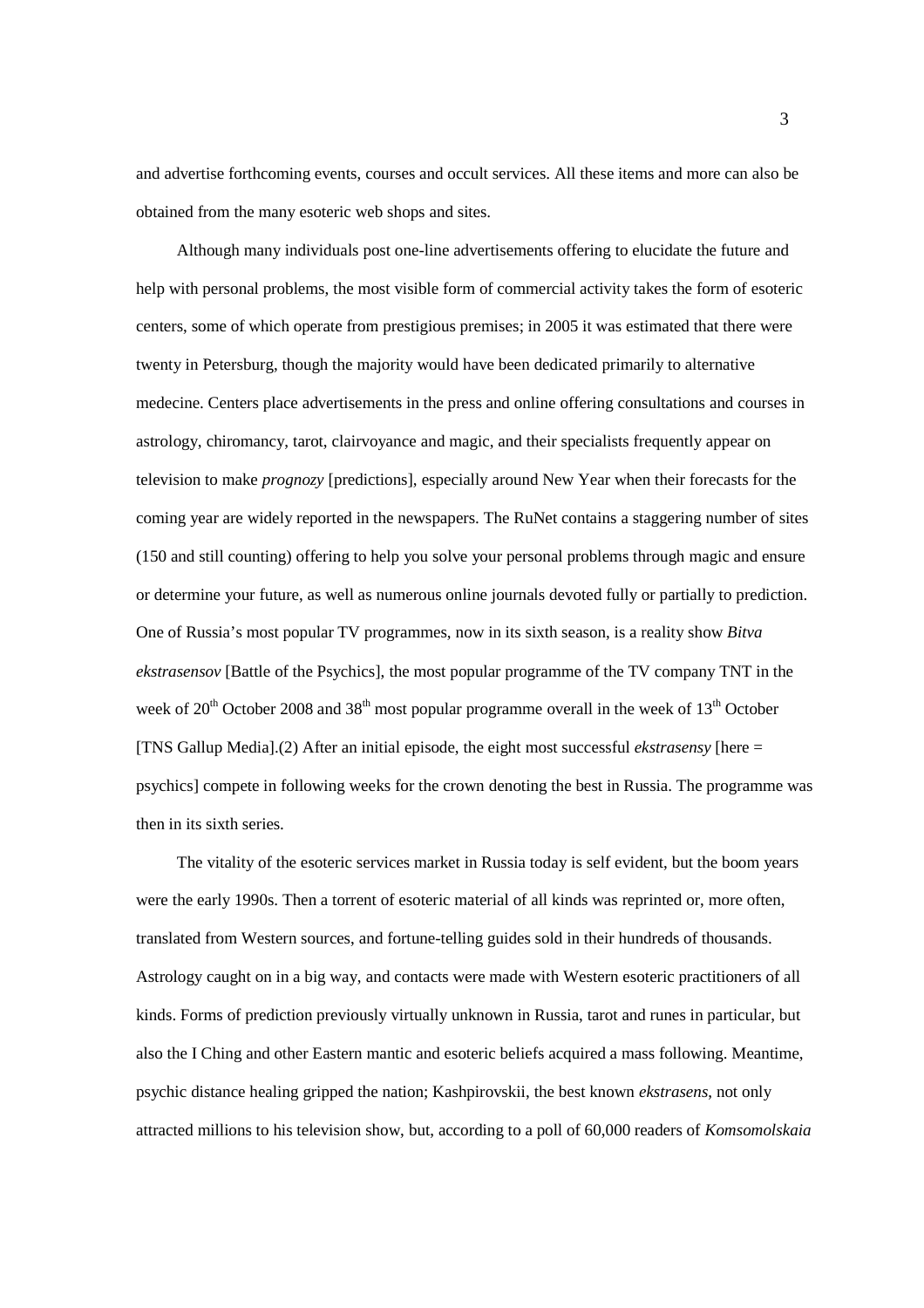and advertise forthcoming events, courses and occult services. All these items and more can also be obtained from the many esoteric web shops and sites.

Although many individuals post one-line advertisements offering to elucidate the future and help with personal problems, the most visible form of commercial activity takes the form of esoteric centers, some of which operate from prestigious premises; in 2005 it was estimated that there were twenty in Petersburg, though the majority would have been dedicated primarily to alternative medecine. Centers place advertisements in the press and online offering consultations and courses in astrology, chiromancy, tarot, clairvoyance and magic, and their specialists frequently appear on television to make *prognozy* [predictions], especially around New Year when their forecasts for the coming year are widely reported in the newspapers. The RuNet contains a staggering number of sites (150 and still counting) offering to help you solve your personal problems through magic and ensure or determine your future, as well as numerous online journals devoted fully or partially to prediction. One of Russia's most popular TV programmes, now in its sixth season, is a reality show *Bitva ekstrasensov* [Battle of the Psychics], the most popular programme of the TV company TNT in the week of 20th October 2008 and 38th most popular programme overall in the week of 13th October [TNS Gallup Media].(2) After an initial episode, the eight most successful *ekstrasensy* [here = psychics] compete in following weeks for the crown denoting the best in Russia. The programme was then in its sixth series.

The vitality of the esoteric services market in Russia today is self evident, but the boom years were the early 1990s. Then a torrent of esoteric material of all kinds was reprinted or, more often, translated from Western sources, and fortune-telling guides sold in their hundreds of thousands. Astrology caught on in a big way, and contacts were made with Western esoteric practitioners of all kinds. Forms of prediction previously virtually unknown in Russia, tarot and runes in particular, but also the I Ching and other Eastern mantic and esoteric beliefs acquired a mass following. Meantime, psychic distance healing gripped the nation; Kashpirovskii, the best known *ekstrasens*, not only attracted millions to his television show, but, according to a poll of 60,000 readers of *Komsomolskaia*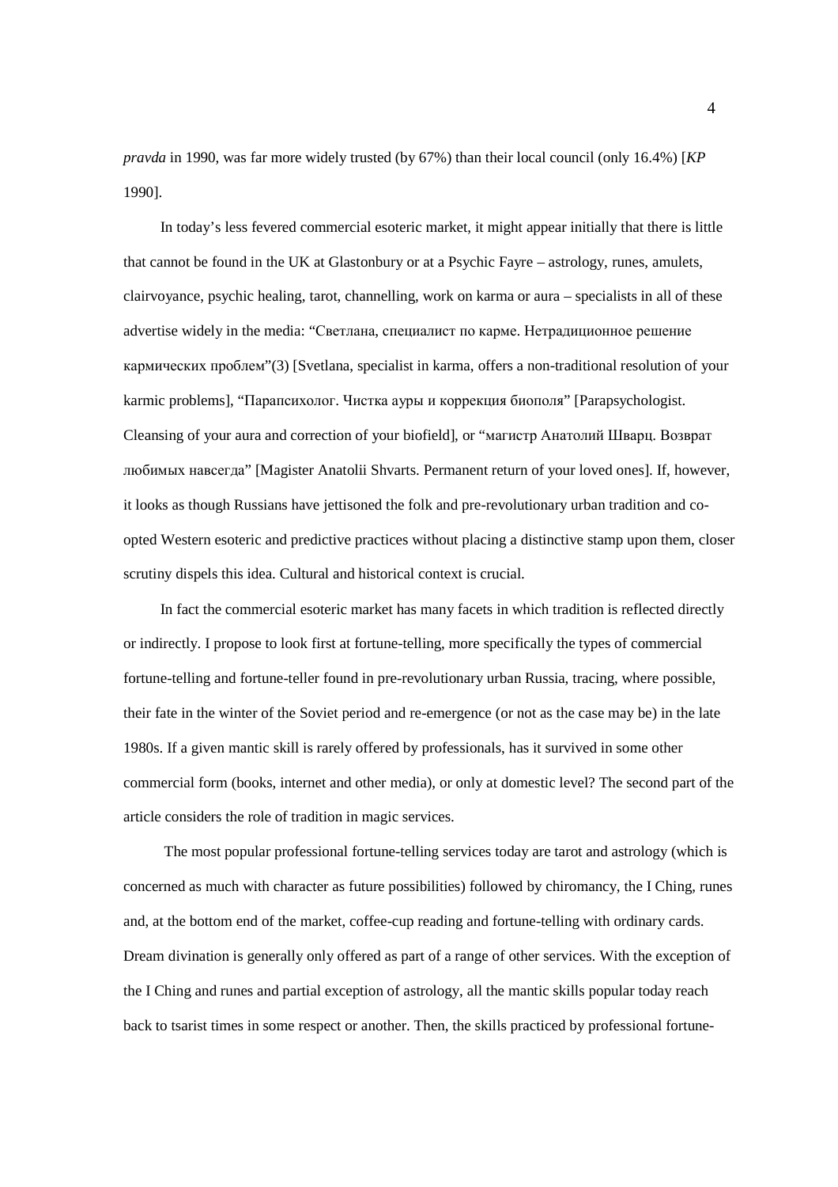*pravda* in 1990, was far more widely trusted (by 67%) than their local council (only 16.4%) [*KP* 1990].

In today's less fevered commercial esoteric market, it might appear initially that there is little that cannot be found in the UK at Glastonbury or at a Psychic Fayre – astrology, runes, amulets, clairvoyance, psychic healing, tarot, channelling, work on karma or aura – specialists in all of these advertise widely in the media: "Светлана, специалист по карме. Нетрадиционное решение кармических проблем"(3) [Svetlana, specialist in karma, offers a non-traditional resolution of your karmic problems], "Парапсихолог. Чистка ауры и коррекция биополя" [Parapsychologist. Cleansing of your aura and correction of your biofield], or "магистр Анатолий Шварц. Возврат любимых навсегда" [Magister Anatolii Shvarts. Permanent return of your loved ones]. If, however, it looks as though Russians have jettisoned the folk and pre-revolutionary urban tradition and co-opted Western esoteric and predictive practices without placing a distinctive stamp upon them, closer scrutiny dispels this idea. Cultural and historical context is crucial.

In fact the commercial esoteric market has many facets in which tradition is reflected directly or indirectly. I propose to look first at fortune-telling, more specifically the types of commercial fortune-telling and fortune-teller found in pre-revolutionary urban Russia, tracing, where possible, their fate in the winter of the Soviet period and re-emergence (or not as the case may be) in the late 1980s. If a given mantic skill is rarely offered by professionals, has it survived in some other commercial form (books, internet and other media), or only at domestic level? The second part of the article considers the role of tradition in magic services.

The most popular professional fortune-telling services today are tarot and astrology (which is concerned as much with character as future possibilities) followed by chiromancy, the I Ching, runes and, at the bottom end of the market, coffee-cup reading and fortune-telling with ordinary cards. Dream divination is generally only offered as part of a range of other services. With the exception of the I Ching and runes and partial exception of astrology, all the mantic skills popular today reach back to tsarist times in some respect or another. Then, the skills practiced by professional fortune-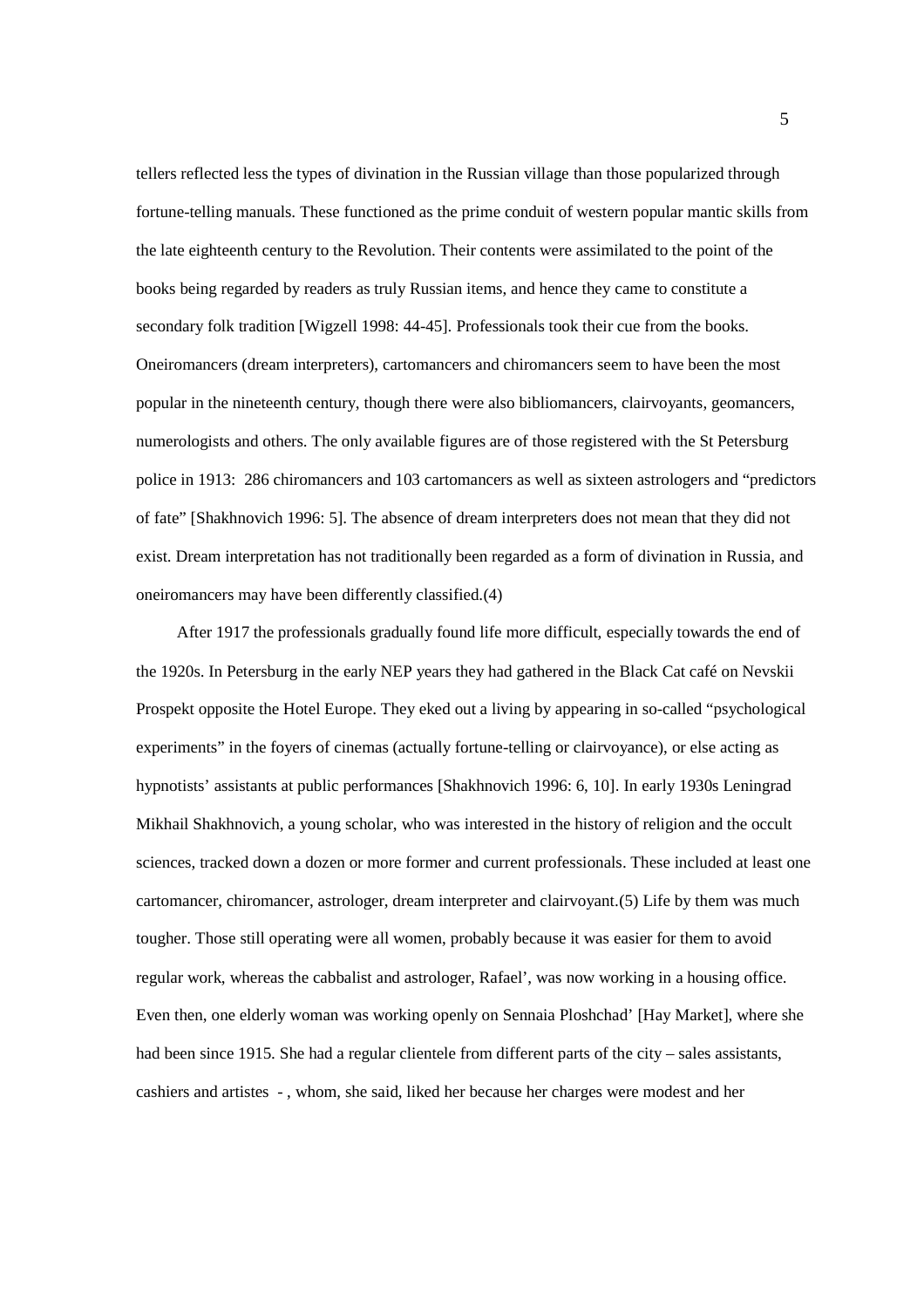tellers reflected less the types of divination in the Russian village than those popularized through fortune-telling manuals. These functioned as the prime conduit of western popular mantic skills from the late eighteenth century to the Revolution. Their contents were assimilated to the point of the books being regarded by readers as truly Russian items, and hence they came to constitute a secondary folk tradition [Wigzell 1998: 44-45]. Professionals took their cue from the books. Oneiromancers (dream interpreters), cartomancers and chiromancers seem to have been the most popular in the nineteenth century, though there were also bibliomancers, clairvoyants, geomancers, numerologists and others. The only available figures are of those registered with the St Petersburg police in 1913: 286 chiromancers and 103 cartomancers as well as sixteen astrologers and "predictors of fate" [Shakhnovich 1996: 5]. The absence of dream interpreters does not mean that they did not exist. Dream interpretation has not traditionally been regarded as a form of divination in Russia, and oneiromancers may have been differently classified.(4)

After 1917 the professionals gradually found life more difficult, especially towards the end of the 1920s. In Petersburg in the early NEP years they had gathered in the Black Cat café on Nevskii Prospekt opposite the Hotel Europe. They eked out a living by appearing in so-called "psychological experiments" in the foyers of cinemas (actually fortune-telling or clairvoyance), or else acting as hypnotists' assistants at public performances [Shakhnovich 1996: 6, 10]. In early 1930s Leningrad Mikhail Shakhnovich, a young scholar, who was interested in the history of religion and the occult sciences, tracked down a dozen or more former and current professionals. These included at least one cartomancer, chiromancer, astrologer, dream interpreter and clairvoyant.(5) Life by them was much tougher. Those still operating were all women, probably because it was easier for them to avoid regular work, whereas the cabbalist and astrologer, Rafael', was now working in a housing office. Even then, one elderly woman was working openly on Sennaia Ploshchad' [Hay Market], where she had been since 1915. She had a regular clientele from different parts of the city – sales assistants, cashiers and artistes - , whom, she said, liked her because her charges were modest and her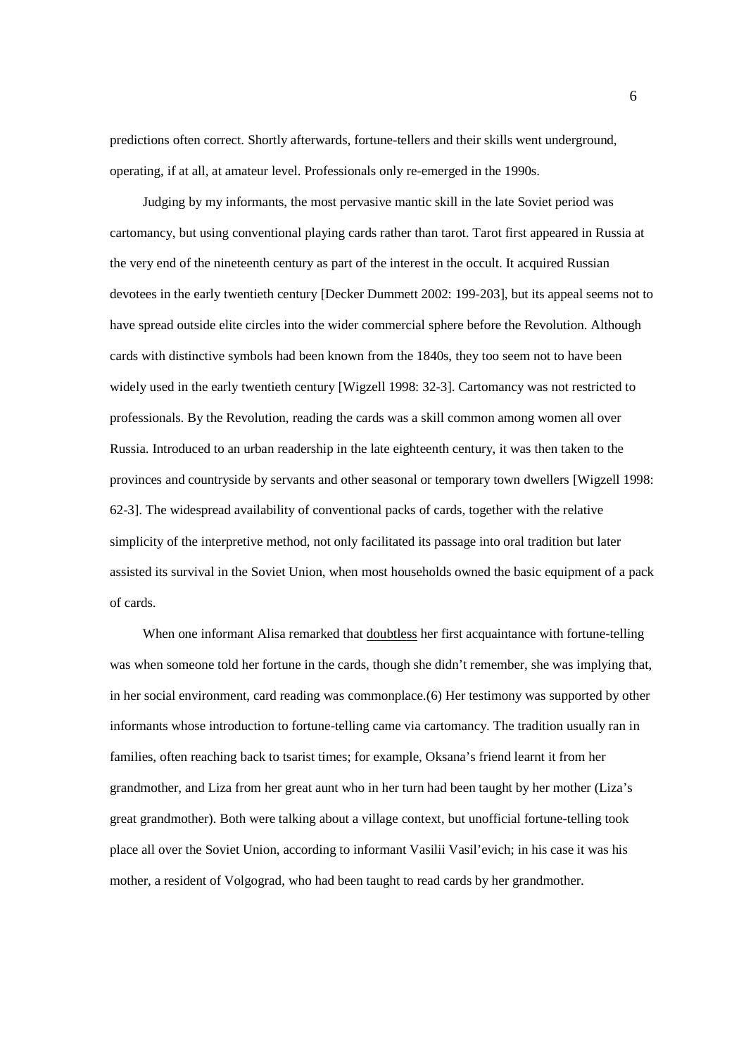predictions often correct. Shortly afterwards, fortune-tellers and their skills went underground, operating, if at all, at amateur level. Professionals only re-emerged in the 1990s.

Judging by my informants, the most pervasive mantic skill in the late Soviet period was cartomancy, but using conventional playing cards rather than tarot. Tarot first appeared in Russia at the very end of the nineteenth century as part of the interest in the occult. It acquired Russian devotees in the early twentieth century [Decker Dummett 2002: 199-203], but its appeal seems not to have spread outside elite circles into the wider commercial sphere before the Revolution. Although cards with distinctive symbols had been known from the 1840s, they too seem not to have been widely used in the early twentieth century [Wigzell 1998: 32-3]. Cartomancy was not restricted to professionals. By the Revolution, reading the cards was a skill common among women all over Russia. Introduced to an urban readership in the late eighteenth century, it was then taken to the provinces and countryside by servants and other seasonal or temporary town dwellers [Wigzell 1998: 62-3]. The widespread availability of conventional packs of cards, together with the relative simplicity of the interpretive method, not only facilitated its passage into oral tradition but later assisted its survival in the Soviet Union, when most households owned the basic equipment of a pack of cards.

When one informant Alisa remarked that <u>doubtless</u> her first acquaintance with fortune-telling was when someone told her fortune in the cards, though she didn't remember, she was implying that, in her social environment, card reading was commonplace.(6) Her testimony was supported by other informants whose introduction to fortune-telling came via cartomancy. The tradition usually ran in families, often reaching back to tsarist times; for example, Oksana's friend learnt it from her grandmother, and Liza from her great aunt who in her turn had been taught by her mother (Liza's great grandmother). Both were talking about a village context, but unofficial fortune-telling took place all over the Soviet Union, according to informant Vasilii Vasil'evich; in his case it was his mother, a resident of Volgograd, who had been taught to read cards by her grandmother.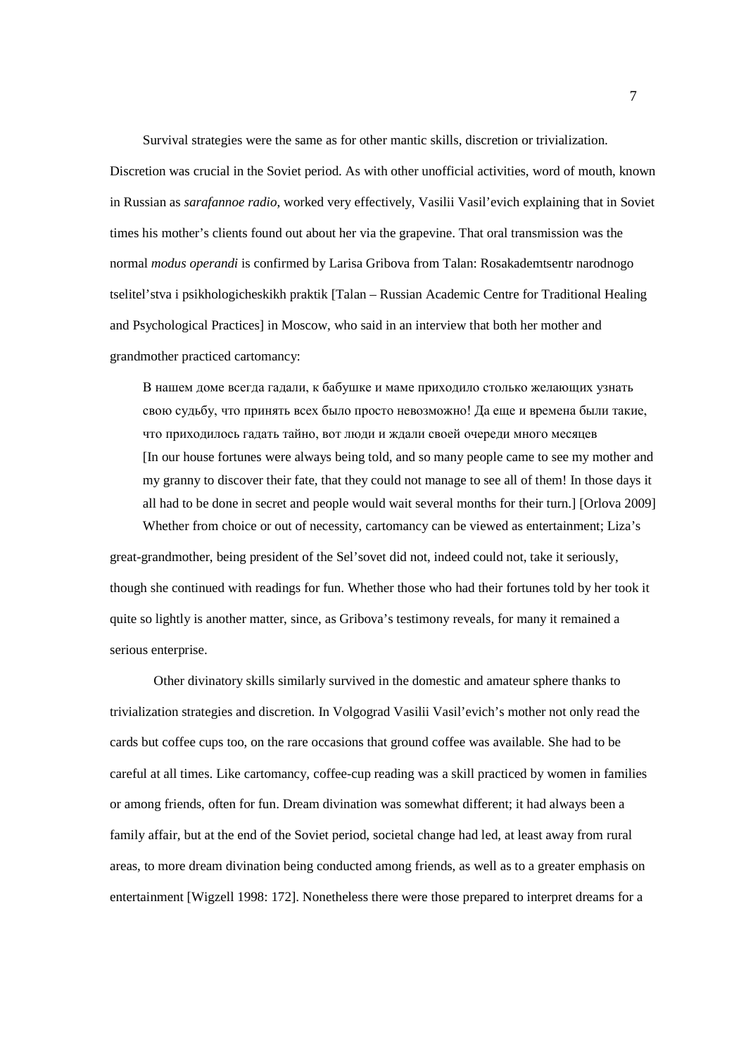Survival strategies were the same as for other mantic skills, discretion or trivialization. Discretion was crucial in the Soviet period. As with other unofficial activities, word of mouth, known in Russian as *sarafannoe radio*, worked very effectively, Vasilii Vasil'evich explaining that in Soviet times his mother's clients found out about her via the grapevine. That oral transmission was the normal *modus operandi* is confirmed by Larisa Gribova from Talan: Rosakademtsentr narodnogo tselitel'stva i psikhologicheskikh praktik [Talan – Russian Academic Centre for Traditional Healing and Psychological Practices] in Moscow, who said in an interview that both her mother and grandmother practiced cartomancy:

> В нашем доме всегда гадали, к бабушке и маме приходило столько желающих узнать свою судьбу, что принять всех было просто невозможно! Да еще и времена были такие, что приходилось гадать тайно, вот люди и ждали своей очереди много месяцев [In our house fortunes were always being told, and so many people came to see my mother and my granny to discover their fate, that they could not manage to see all of them! In those days it all had to be done in secret and people would wait several months for their turn.] [Orlova 2009]

Whether from choice or out of necessity, cartomancy can be viewed as entertainment; Liza's great-grandmother, being president of the Sel'sovet did not, indeed could not, take it seriously, though she continued with readings for fun. Whether those who had their fortunes told by her took it quite so lightly is another matter, since, as Gribova's testimony reveals, for many it remained a serious enterprise.

Other divinatory skills similarly survived in the domestic and amateur sphere thanks to trivialization strategies and discretion. In Volgograd Vasilii Vasil'evich's mother not only read the cards but coffee cups too, on the rare occasions that ground coffee was available. She had to be careful at all times. Like cartomancy, coffee-cup reading was a skill practiced by women in families or among friends, often for fun. Dream divination was somewhat different; it had always been a family affair, but at the end of the Soviet period, societal change had led, at least away from rural areas, to more dream divination being conducted among friends, as well as to a greater emphasis on entertainment [Wigzell 1998: 172]. Nonetheless there were those prepared to interpret dreams for a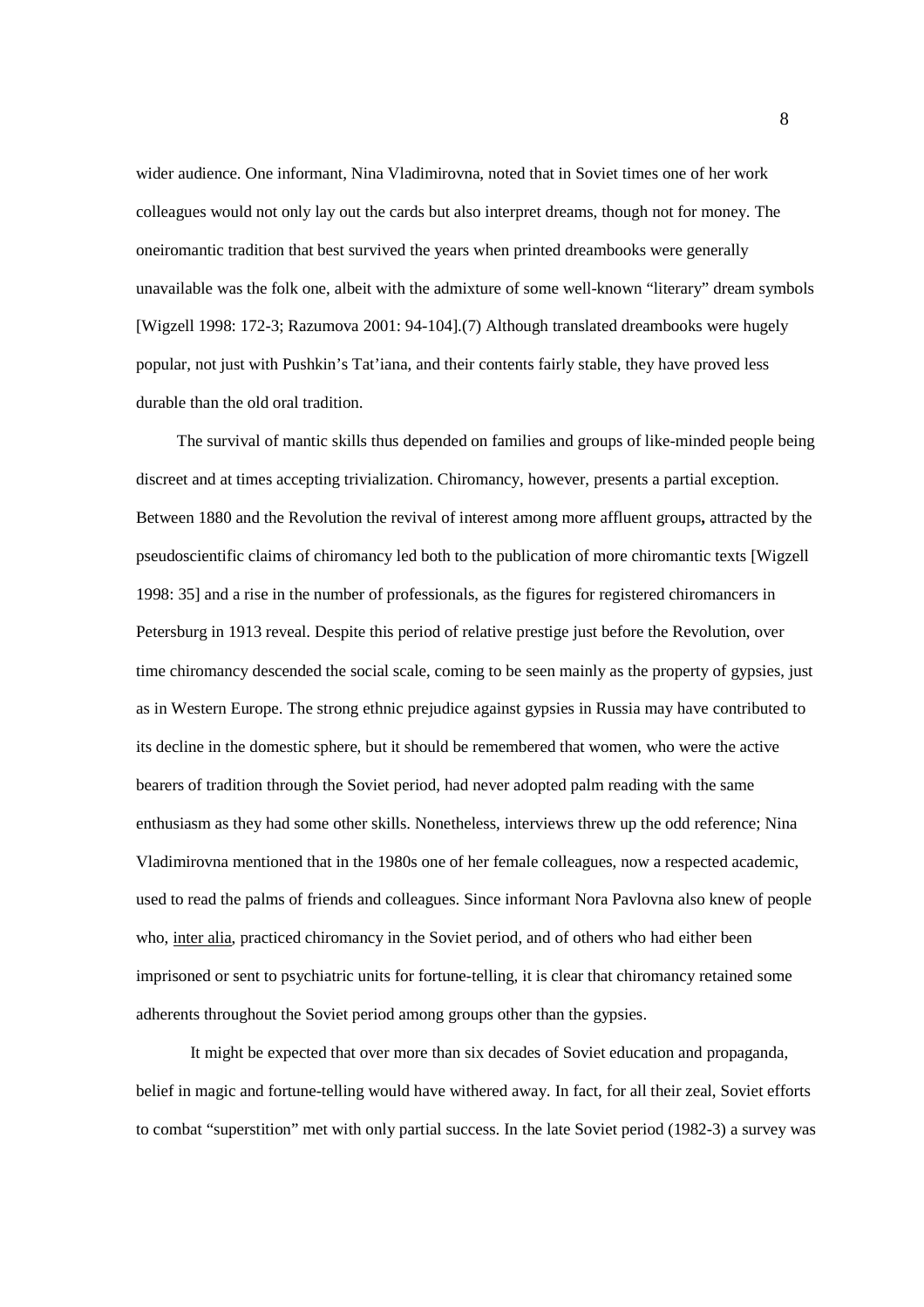wider audience. One informant, Nina Vladimirovna, noted that in Soviet times one of her work colleagues would not only lay out the cards but also interpret dreams, though not for money. The oneiromantic tradition that best survived the years when printed dreambooks were generally unavailable was the folk one, albeit with the admixture of some well-known "literary" dream symbols [Wigzell 1998: 172-3; Razumova 2001: 94-104].(7) Although translated dreambooks were hugely popular, not just with Pushkin's Tat'iana, and their contents fairly stable, they have proved less durable than the old oral tradition.

The survival of mantic skills thus depended on families and groups of like-minded people being discreet and at times accepting trivialization. Chiromancy, however, presents a partial exception. Between 1880 and the Revolution the revival of interest among more affluent groups**,** attracted by the pseudoscientific claims of chiromancy led both to the publication of more chiromantic texts [Wigzell 1998: 35] and a rise in the number of professionals, as the figures for registered chiromancers in Petersburg in 1913 reveal. Despite this period of relative prestige just before the Revolution, over time chiromancy descended the social scale, coming to be seen mainly as the property of gypsies, just as in Western Europe. The strong ethnic prejudice against gypsies in Russia may have contributed to its decline in the domestic sphere, but it should be remembered that women, who were the active bearers of tradition through the Soviet period, had never adopted palm reading with the same enthusiasm as they had some other skills. Nonetheless, interviews threw up the odd reference; Nina Vladimirovna mentioned that in the 1980s one of her female colleagues, now a respected academic, used to read the palms of friends and colleagues. Since informant Nora Pavlovna also knew of people who, inter alia, practiced chiromancy in the Soviet period, and of others who had either been imprisoned or sent to psychiatric units for fortune-telling, it is clear that chiromancy retained some adherents throughout the Soviet period among groups other than the gypsies.

It might be expected that over more than six decades of Soviet education and propaganda, belief in magic and fortune-telling would have withered away. In fact, for all their zeal, Soviet efforts to combat "superstition" met with only partial success. In the late Soviet period (1982-3) a survey was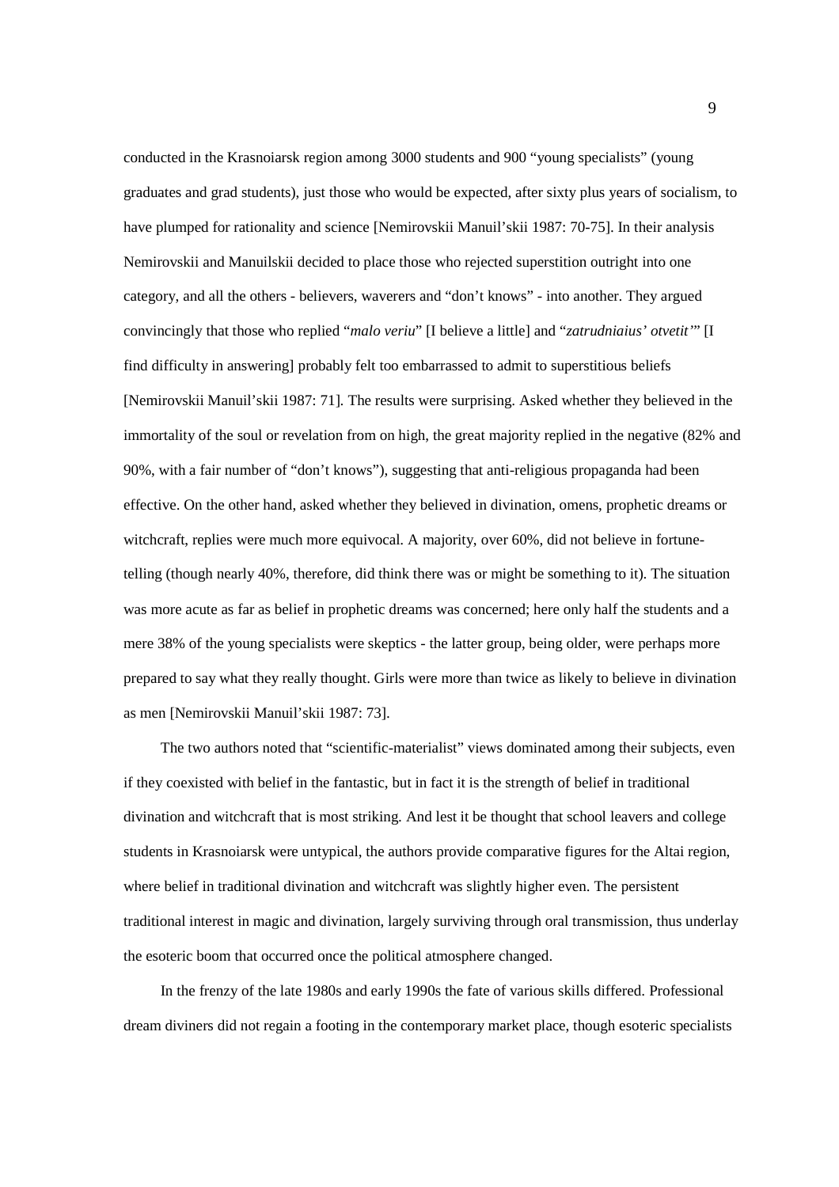conducted in the Krasnoiarsk region among 3000 students and 900 "young specialists" (young graduates and grad students), just those who would be expected, after sixty plus years of socialism, to have plumped for rationality and science [Nemirovskii Manuil'skii 1987: 70-75]. In their analysis Nemirovskii and Manuilskii decided to place those who rejected superstition outright into one category, and all the others - believers, waverers and "don't knows" - into another. They argued convincingly that those who replied "*malo veriu*" [I believe a little] and "*zatrudniaius' otvetit'*" [I find difficulty in answering] probably felt too embarrassed to admit to superstitious beliefs [Nemirovskii Manuil'skii 1987: 71]. The results were surprising. Asked whether they believed in the immortality of the soul or revelation from on high, the great majority replied in the negative (82% and 90%, with a fair number of "don't knows"), suggesting that anti-religious propaganda had been effective. On the other hand, asked whether they believed in divination, omens, prophetic dreams or witchcraft, replies were much more equivocal. A majority, over 60%, did not believe in fortune-telling (though nearly 40%, therefore, did think there was or might be something to it). The situation was more acute as far as belief in prophetic dreams was concerned; here only half the students and a mere 38% of the young specialists were skeptics - the latter group, being older, were perhaps more prepared to say what they really thought. Girls were more than twice as likely to believe in divination as men [Nemirovskii Manuil'skii 1987: 73].

The two authors noted that "scientific-materialist" views dominated among their subjects, even if they coexisted with belief in the fantastic, but in fact it is the strength of belief in traditional divination and witchcraft that is most striking. And lest it be thought that school leavers and college students in Krasnoiarsk were untypical, the authors provide comparative figures for the Altai region, where belief in traditional divination and witchcraft was slightly higher even. The persistent traditional interest in magic and divination, largely surviving through oral transmission, thus underlay the esoteric boom that occurred once the political atmosphere changed.

In the frenzy of the late 1980s and early 1990s the fate of various skills differed. Professional dream diviners did not regain a footing in the contemporary market place, though esoteric specialists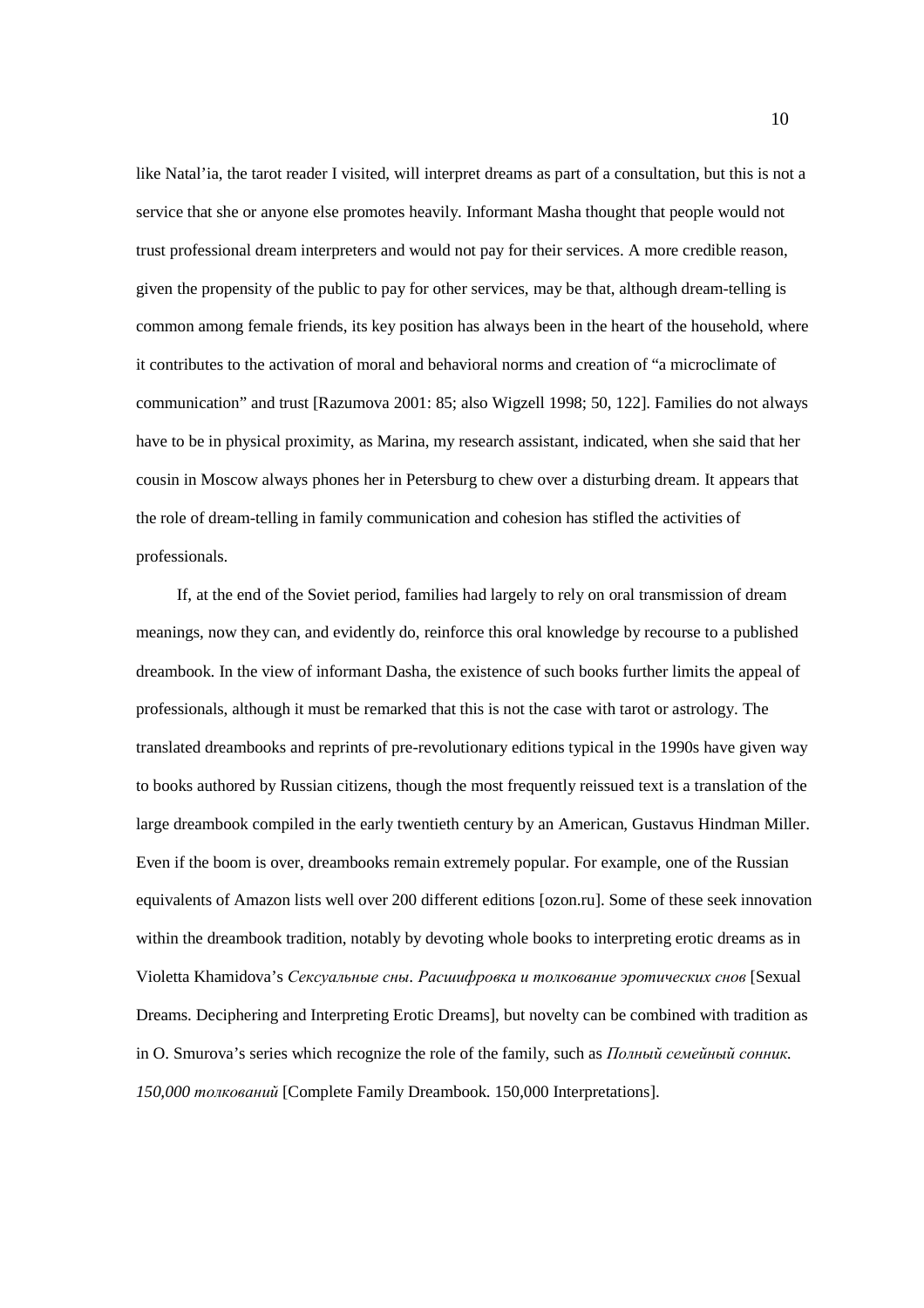like Natal'ia, the tarot reader I visited, will interpret dreams as part of a consultation, but this is not a service that she or anyone else promotes heavily. Informant Masha thought that people would not trust professional dream interpreters and would not pay for their services. A more credible reason, given the propensity of the public to pay for other services, may be that, although dream-telling is common among female friends, its key position has always been in the heart of the household, where it contributes to the activation of moral and behavioral norms and creation of "a microclimate of communication" and trust [Razumova 2001: 85; also Wigzell 1998; 50, 122]. Families do not always have to be in physical proximity, as Marina, my research assistant, indicated, when she said that her cousin in Moscow always phones her in Petersburg to chew over a disturbing dream. It appears that the role of dream-telling in family communication and cohesion has stifled the activities of professionals.

If, at the end of the Soviet period, families had largely to rely on oral transmission of dream meanings, now they can, and evidently do, reinforce this oral knowledge by recourse to a published dreambook. In the view of informant Dasha, the existence of such books further limits the appeal of professionals, although it must be remarked that this is not the case with tarot or astrology. The translated dreambooks and reprints of pre-revolutionary editions typical in the 1990s have given way to books authored by Russian citizens, though the most frequently reissued text is a translation of the large dreambook compiled in the early twentieth century by an American, Gustavus Hindman Miller. Even if the boom is over, dreambooks remain extremely popular. For example, one of the Russian equivalents of Amazon lists well over 200 different editions [ozon.ru]. Some of these seek innovation within the dreambook tradition, notably by devoting whole books to interpreting erotic dreams as in Violetta Khamidova's *Сексуальные сны. Расшифровка и толкование эротических снов* [Sexual Dreams. Deciphering and Interpreting Erotic Dreams], but novelty can be combined with tradition as in O. Smurova's series which recognize the role of the family, such as *Полный семейный сонник. 150,000 толкований* [Complete Family Dreambook. 150,000 Interpretations].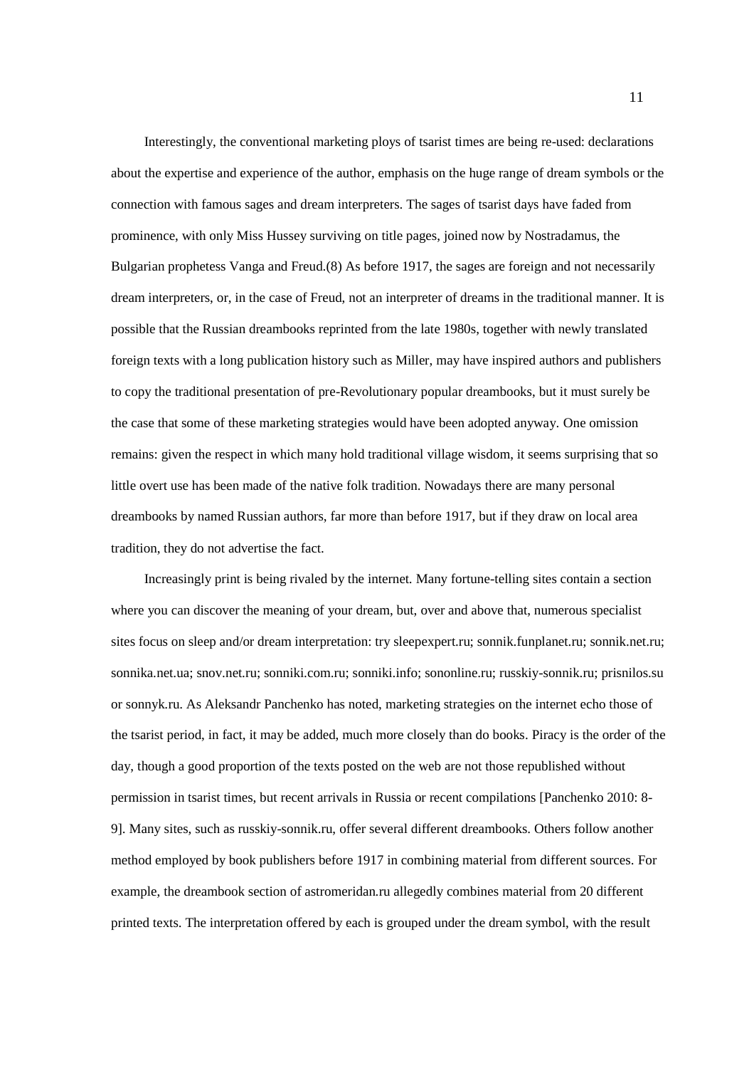Interestingly, the conventional marketing ploys of tsarist times are being re-used: declarations about the expertise and experience of the author, emphasis on the huge range of dream symbols or the connection with famous sages and dream interpreters. The sages of tsarist days have faded from prominence, with only Miss Hussey surviving on title pages, joined now by Nostradamus, the Bulgarian prophetess Vanga and Freud.(8) As before 1917, the sages are foreign and not necessarily dream interpreters, or, in the case of Freud, not an interpreter of dreams in the traditional manner. It is possible that the Russian dreambooks reprinted from the late 1980s, together with newly translated foreign texts with a long publication history such as Miller, may have inspired authors and publishers to copy the traditional presentation of pre-Revolutionary popular dreambooks, but it must surely be the case that some of these marketing strategies would have been adopted anyway. One omission remains: given the respect in which many hold traditional village wisdom, it seems surprising that so little overt use has been made of the native folk tradition. Nowadays there are many personal dreambooks by named Russian authors, far more than before 1917, but if they draw on local area tradition, they do not advertise the fact.

Increasingly print is being rivaled by the internet. Many fortune-telling sites contain a section where you can discover the meaning of your dream, but, over and above that, numerous specialist sites focus on sleep and/or dream interpretation: try sleepexpert.ru; sonnik.funplanet.ru; sonnik.net.ru; sonnika.net.ua; snov.net.ru; sonniki.com.ru; sonniki.info; sononline.ru; russkiy-sonnik.ru; prisnilos.su or sonnyk.ru. As Aleksandr Panchenko has noted, marketing strategies on the internet echo those of the tsarist period, in fact, it may be added, much more closely than do books. Piracy is the order of the day, though a good proportion of the texts posted on the web are not those republished without permission in tsarist times, but recent arrivals in Russia or recent compilations [Panchenko 2010: 8-9]. Many sites, such as russkiy-sonnik.ru, offer several different dreambooks. Others follow another method employed by book publishers before 1917 in combining material from different sources. For example, the dreambook section of astromeridan.ru allegedly combines material from 20 different printed texts. The interpretation offered by each is grouped under the dream symbol, with the result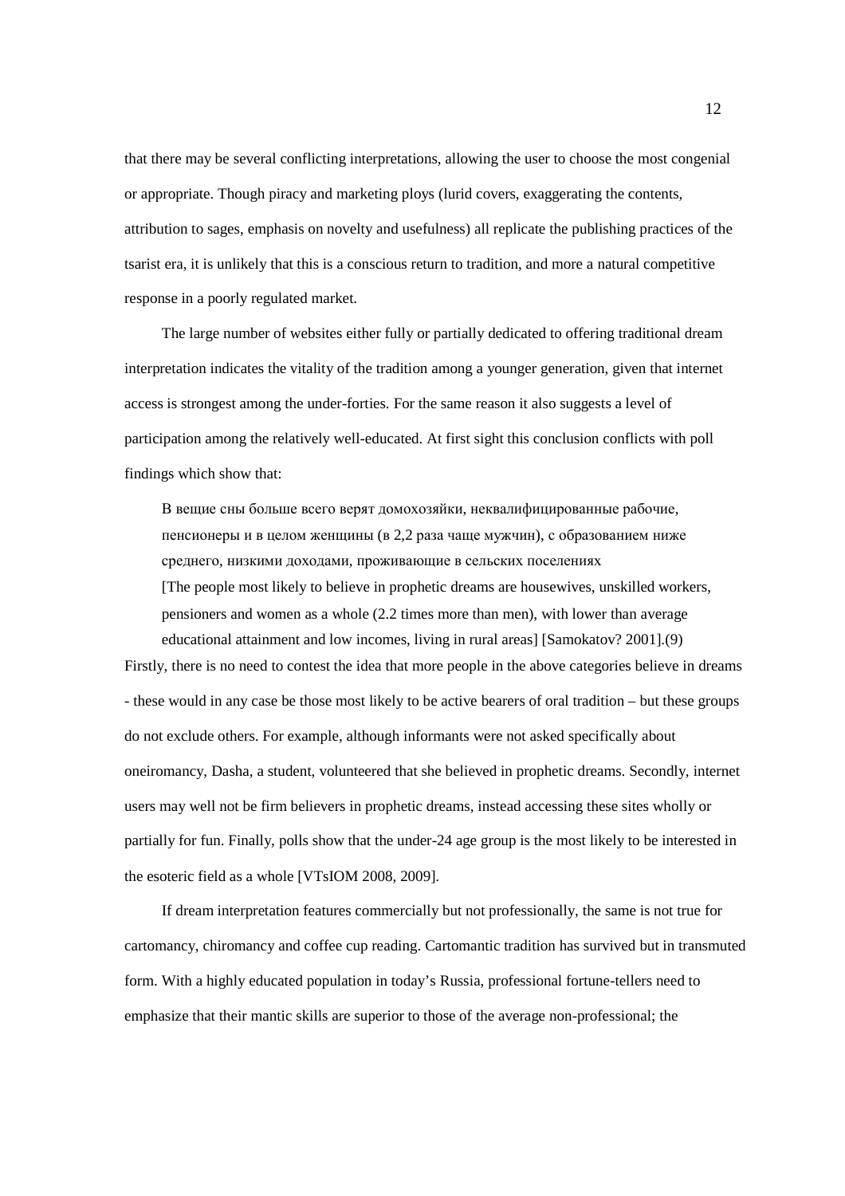that there may be several conflicting interpretations, allowing the user to choose the most congenial or appropriate. Though piracy and marketing ploys (lurid covers, exaggerating the contents, attribution to sages, emphasis on novelty and usefulness) all replicate the publishing practices of the tsarist era, it is unlikely that this is a conscious return to tradition, and more a natural competitive response in a poorly regulated market.

The large number of websites either fully or partially dedicated to offering traditional dream interpretation indicates the vitality of the tradition among a younger generation, given that internet access is strongest among the under-forties. For the same reason it also suggests a level of participation among the relatively well-educated. At first sight this conclusion conflicts with poll findings which show that:

> В вещие сны больше всего верят домохозяйки, неквалифицированные рабочие, пенсионеры и в целом женщины (в 2,2 раза чаще мужчин), с образованием ниже среднего, низкими доходами, проживающие в сельских поселениях
> [The people most likely to believe in prophetic dreams are housewives, unskilled workers, pensioners and women as a whole (2.2 times more than men), with lower than average educational attainment and low incomes, living in rural areas] [Samokatov? 2001].(9)

Firstly, there is no need to contest the idea that more people in the above categories believe in dreams - these would in any case be those most likely to be active bearers of oral tradition – but these groups do not exclude others. For example, although informants were not asked specifically about oneiromancy, Dasha, a student, volunteered that she believed in prophetic dreams. Secondly, internet users may well not be firm believers in prophetic dreams, instead accessing these sites wholly or partially for fun. Finally, polls show that the under-24 age group is the most likely to be interested in the esoteric field as a whole [VTsIOM 2008, 2009].

If dream interpretation features commercially but not professionally, the same is not true for cartomancy, chiromancy and coffee cup reading. Cartomantic tradition has survived but in transmuted form. With a highly educated population in today's Russia, professional fortune-tellers need to emphasize that their mantic skills are superior to those of the average non-professional; the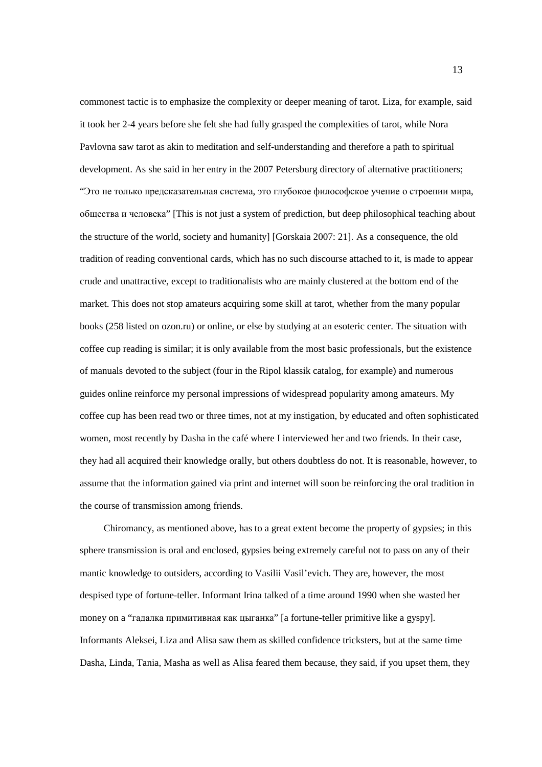commonest tactic is to emphasize the complexity or deeper meaning of tarot. Liza, for example, said it took her 2-4 years before she felt she had fully grasped the complexities of tarot, while Nora Pavlovna saw tarot as akin to meditation and self-understanding and therefore a path to spiritual development. As she said in her entry in the 2007 Petersburg directory of alternative practitioners; "Это не только предсказательная система, это глубокое философское учение о строении мира, общества и человека" [This is not just a system of prediction, but deep philosophical teaching about the structure of the world, society and humanity] [Gorskaia 2007: 21]. As a consequence, the old tradition of reading conventional cards, which has no such discourse attached to it, is made to appear crude and unattractive, except to traditionalists who are mainly clustered at the bottom end of the market. This does not stop amateurs acquiring some skill at tarot, whether from the many popular books (258 listed on ozon.ru) or online, or else by studying at an esoteric center. The situation with coffee cup reading is similar; it is only available from the most basic professionals, but the existence of manuals devoted to the subject (four in the Ripol klassik catalog, for example) and numerous guides online reinforce my personal impressions of widespread popularity among amateurs. My coffee cup has been read two or three times, not at my instigation, by educated and often sophisticated women, most recently by Dasha in the café where I interviewed her and two friends. In their case, they had all acquired their knowledge orally, but others doubtless do not. It is reasonable, however, to assume that the information gained via print and internet will soon be reinforcing the oral tradition in the course of transmission among friends.

Chiromancy, as mentioned above, has to a great extent become the property of gypsies; in this sphere transmission is oral and enclosed, gypsies being extremely careful not to pass on any of their mantic knowledge to outsiders, according to Vasilii Vasil'evich. They are, however, the most despised type of fortune-teller. Informant Irina talked of a time around 1990 when she wasted her money on a "гадалка примитивная как цыганка" [a fortune-teller primitive like a gyspy]. Informants Aleksei, Liza and Alisa saw them as skilled confidence tricksters, but at the same time Dasha, Linda, Tania, Masha as well as Alisa feared them because, they said, if you upset them, they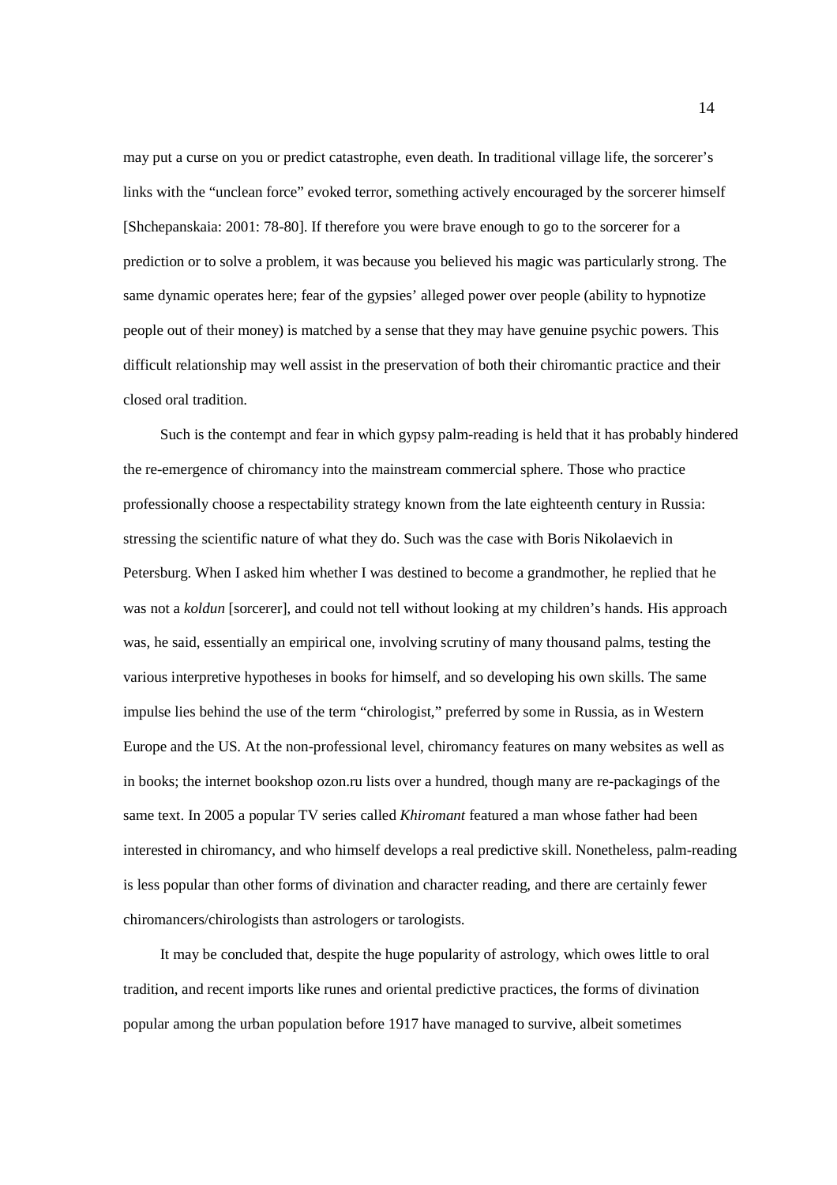may put a curse on you or predict catastrophe, even death. In traditional village life, the sorcerer's links with the "unclean force" evoked terror, something actively encouraged by the sorcerer himself [Shchepanskaia: 2001: 78-80]. If therefore you were brave enough to go to the sorcerer for a prediction or to solve a problem, it was because you believed his magic was particularly strong. The same dynamic operates here; fear of the gypsies' alleged power over people (ability to hypnotize people out of their money) is matched by a sense that they may have genuine psychic powers. This difficult relationship may well assist in the preservation of both their chiromantic practice and their closed oral tradition.

Such is the contempt and fear in which gypsy palm-reading is held that it has probably hindered the re-emergence of chiromancy into the mainstream commercial sphere. Those who practice professionally choose a respectability strategy known from the late eighteenth century in Russia: stressing the scientific nature of what they do. Such was the case with Boris Nikolaevich in Petersburg. When I asked him whether I was destined to become a grandmother, he replied that he was not a *koldun* [sorcerer], and could not tell without looking at my children's hands. His approach was, he said, essentially an empirical one, involving scrutiny of many thousand palms, testing the various interpretive hypotheses in books for himself, and so developing his own skills. The same impulse lies behind the use of the term "chirologist," preferred by some in Russia, as in Western Europe and the US. At the non-professional level, chiromancy features on many websites as well as in books; the internet bookshop ozon.ru lists over a hundred, though many are re-packagings of the same text. In 2005 a popular TV series called *Khiromant* featured a man whose father had been interested in chiromancy, and who himself develops a real predictive skill. Nonetheless, palm-reading is less popular than other forms of divination and character reading, and there are certainly fewer chiromancers/chirologists than astrologers or tarologists.

It may be concluded that, despite the huge popularity of astrology, which owes little to oral tradition, and recent imports like runes and oriental predictive practices, the forms of divination popular among the urban population before 1917 have managed to survive, albeit sometimes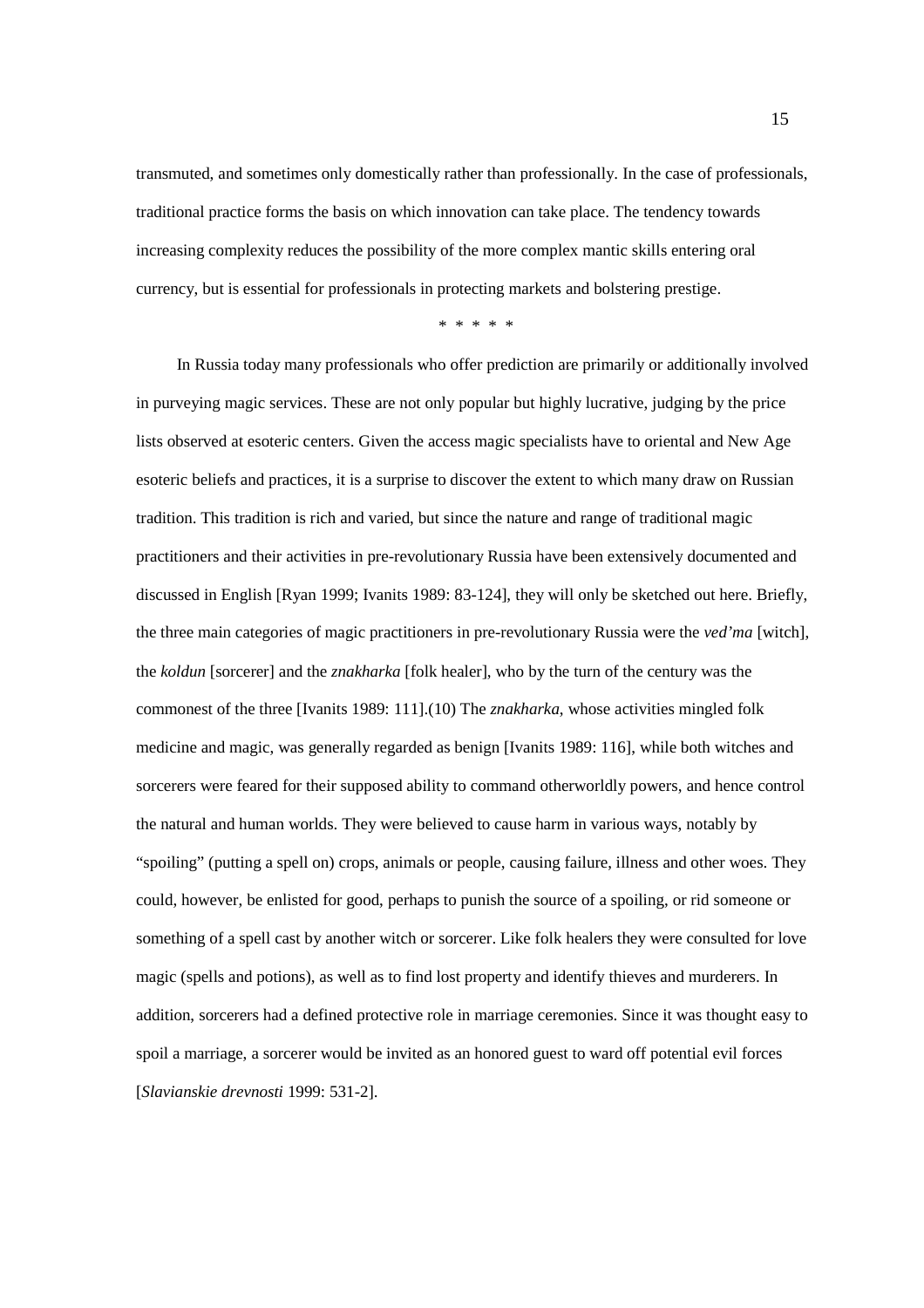transmuted, and sometimes only domestically rather than professionally. In the case of professionals, traditional practice forms the basis on which innovation can take place. The tendency towards increasing complexity reduces the possibility of the more complex mantic skills entering oral currency, but is essential for professionals in protecting markets and bolstering prestige.

\* \* \* \* \*

In Russia today many professionals who offer prediction are primarily or additionally involved in purveying magic services. These are not only popular but highly lucrative, judging by the price lists observed at esoteric centers. Given the access magic specialists have to oriental and New Age esoteric beliefs and practices, it is a surprise to discover the extent to which many draw on Russian tradition. This tradition is rich and varied, but since the nature and range of traditional magic practitioners and their activities in pre-revolutionary Russia have been extensively documented and discussed in English [Ryan 1999; Ivanits 1989: 83-124], they will only be sketched out here. Briefly, the three main categories of magic practitioners in pre-revolutionary Russia were the *ved'ma* [witch], the *koldun* [sorcerer] and the *znakharka* [folk healer], who by the turn of the century was the commonest of the three [Ivanits 1989: 111].(10) The *znakharka*, whose activities mingled folk medicine and magic, was generally regarded as benign [Ivanits 1989: 116], while both witches and sorcerers were feared for their supposed ability to command otherworldly powers, and hence control the natural and human worlds. They were believed to cause harm in various ways, notably by "spoiling" (putting a spell on) crops, animals or people, causing failure, illness and other woes. They could, however, be enlisted for good, perhaps to punish the source of a spoiling, or rid someone or something of a spell cast by another witch or sorcerer. Like folk healers they were consulted for love magic (spells and potions), as well as to find lost property and identify thieves and murderers. In addition, sorcerers had a defined protective role in marriage ceremonies. Since it was thought easy to spoil a marriage, a sorcerer would be invited as an honored guest to ward off potential evil forces [*Slavianskie drevnosti* 1999: 531-2].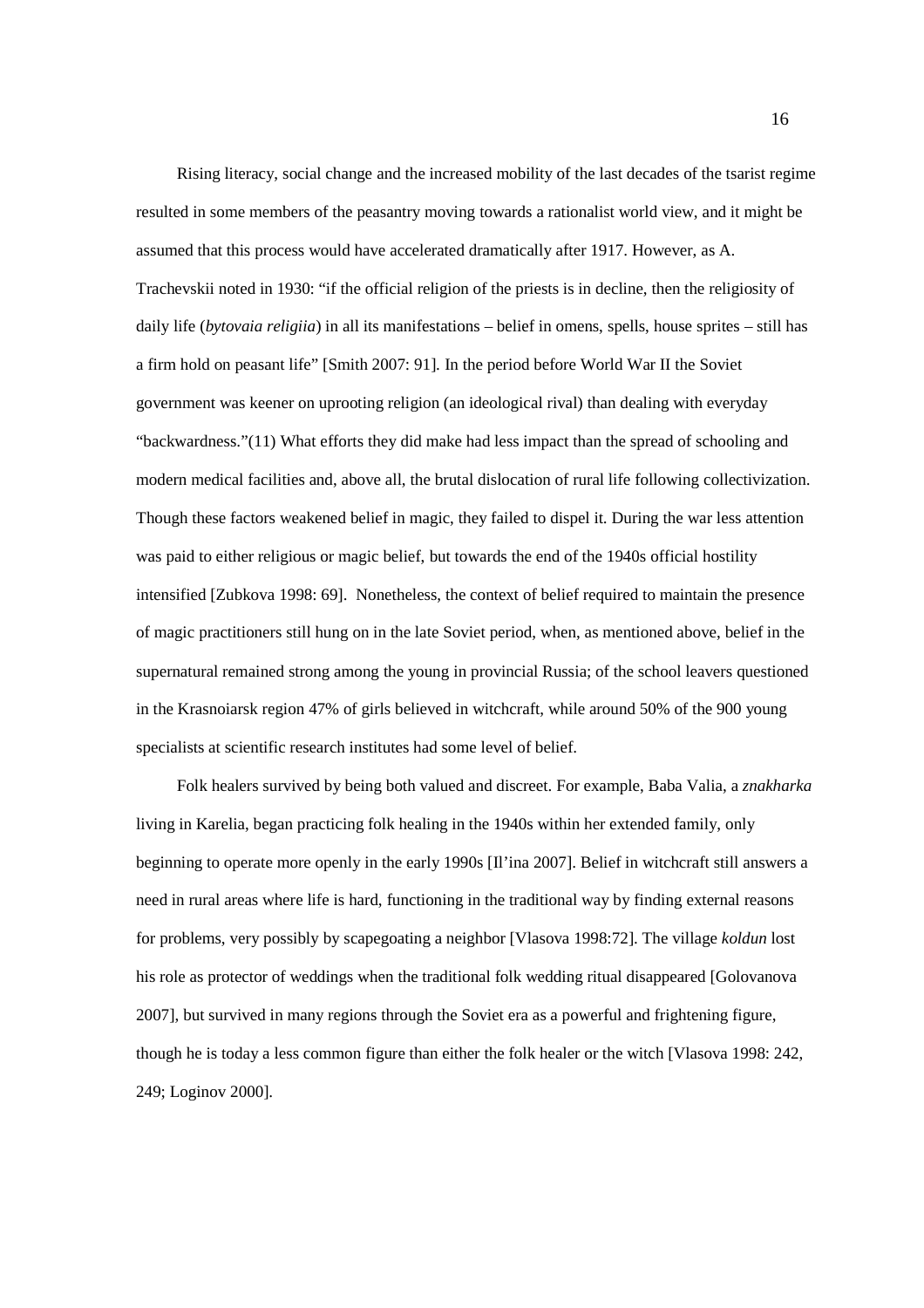Rising literacy, social change and the increased mobility of the last decades of the tsarist regime resulted in some members of the peasantry moving towards a rationalist world view, and it might be assumed that this process would have accelerated dramatically after 1917. However, as A. Trachevskii noted in 1930: "if the official religion of the priests is in decline, then the religiosity of daily life (*bytovaia religiia*) in all its manifestations – belief in omens, spells, house sprites – still has a firm hold on peasant life" [Smith 2007: 91]. In the period before World War II the Soviet government was keener on uprooting religion (an ideological rival) than dealing with everyday "backwardness."(11) What efforts they did make had less impact than the spread of schooling and modern medical facilities and, above all, the brutal dislocation of rural life following collectivization. Though these factors weakened belief in magic, they failed to dispel it. During the war less attention was paid to either religious or magic belief, but towards the end of the 1940s official hostility intensified [Zubkova 1998: 69]. Nonetheless, the context of belief required to maintain the presence of magic practitioners still hung on in the late Soviet period, when, as mentioned above, belief in the supernatural remained strong among the young in provincial Russia; of the school leavers questioned in the Krasnoiarsk region 47% of girls believed in witchcraft, while around 50% of the 900 young specialists at scientific research institutes had some level of belief.

Folk healers survived by being both valued and discreet. For example, Baba Valia, a *znakharka* living in Karelia, began practicing folk healing in the 1940s within her extended family, only beginning to operate more openly in the early 1990s [Il'ina 2007]. Belief in witchcraft still answers a need in rural areas where life is hard, functioning in the traditional way by finding external reasons for problems, very possibly by scapegoating a neighbor [Vlasova 1998:72]. The village *koldun* lost his role as protector of weddings when the traditional folk wedding ritual disappeared [Golovanova 2007], but survived in many regions through the Soviet era as a powerful and frightening figure, though he is today a less common figure than either the folk healer or the witch [Vlasova 1998: 242, 249; Loginov 2000].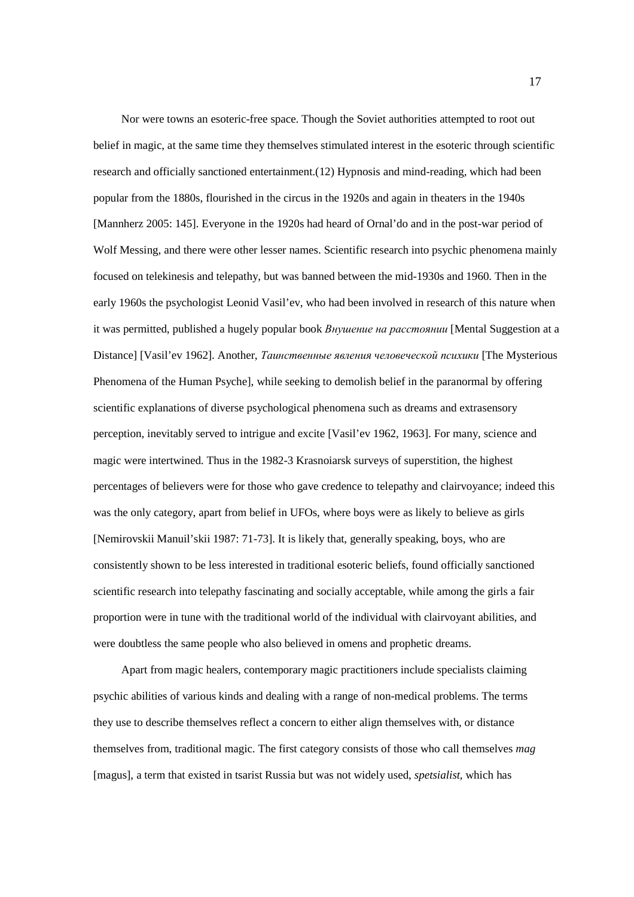Nor were towns an esoteric-free space. Though the Soviet authorities attempted to root out belief in magic, at the same time they themselves stimulated interest in the esoteric through scientific research and officially sanctioned entertainment.(12) Hypnosis and mind-reading, which had been popular from the 1880s, flourished in the circus in the 1920s and again in theaters in the 1940s [Mannherz 2005: 145]. Everyone in the 1920s had heard of Ornal'do and in the post-war period of Wolf Messing, and there were other lesser names. Scientific research into psychic phenomena mainly focused on telekinesis and telepathy, but was banned between the mid-1930s and 1960. Then in the early 1960s the psychologist Leonid Vasil'ev, who had been involved in research of this nature when it was permitted, published a hugely popular book *Внушение на расстоянии* [Mental Suggestion at a Distance] [Vasil'ev 1962]. Another, *Таинственные явления человеческой психики* [The Mysterious Phenomena of the Human Psyche], while seeking to demolish belief in the paranormal by offering scientific explanations of diverse psychological phenomena such as dreams and extrasensory perception, inevitably served to intrigue and excite [Vasil'ev 1962, 1963]. For many, science and magic were intertwined. Thus in the 1982-3 Krasnoiarsk surveys of superstition, the highest percentages of believers were for those who gave credence to telepathy and clairvoyance; indeed this was the only category, apart from belief in UFOs, where boys were as likely to believe as girls [Nemirovskii Manuil'skii 1987: 71-73]. It is likely that, generally speaking, boys, who are consistently shown to be less interested in traditional esoteric beliefs, found officially sanctioned scientific research into telepathy fascinating and socially acceptable, while among the girls a fair proportion were in tune with the traditional world of the individual with clairvoyant abilities, and were doubtless the same people who also believed in omens and prophetic dreams.

Apart from magic healers, contemporary magic practitioners include specialists claiming psychic abilities of various kinds and dealing with a range of non-medical problems. The terms they use to describe themselves reflect a concern to either align themselves with, or distance themselves from, traditional magic. The first category consists of those who call themselves *mag* [magus], a term that existed in tsarist Russia but was not widely used, *spetsialist*, which has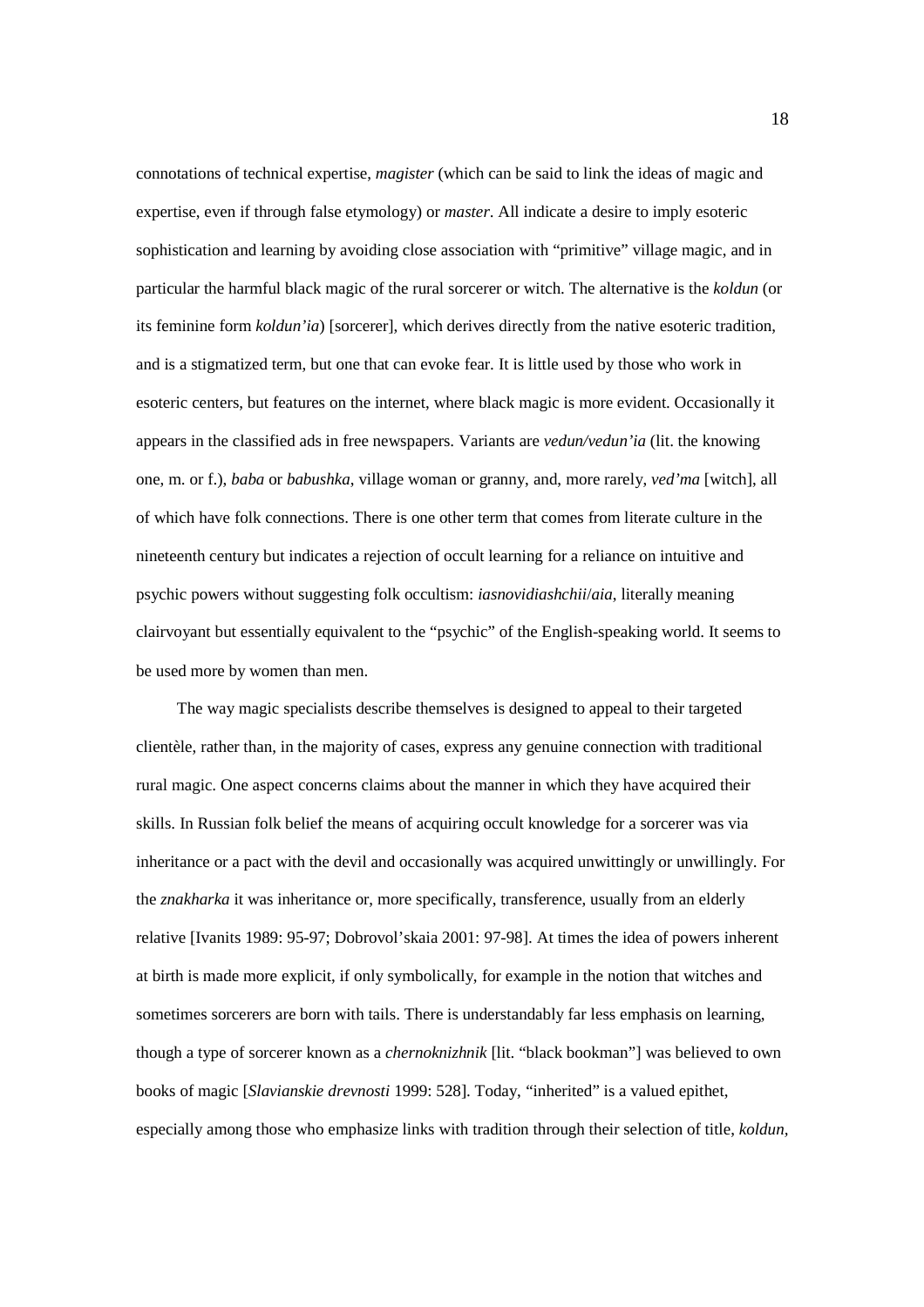connotations of technical expertise, *magister* (which can be said to link the ideas of magic and expertise, even if through false etymology) or *master*. All indicate a desire to imply esoteric sophistication and learning by avoiding close association with "primitive" village magic, and in particular the harmful black magic of the rural sorcerer or witch. The alternative is the *koldun* (or its feminine form *koldun'ia*) [sorcerer], which derives directly from the native esoteric tradition, and is a stigmatized term, but one that can evoke fear. It is little used by those who work in esoteric centers, but features on the internet, where black magic is more evident. Occasionally it appears in the classified ads in free newspapers. Variants are *vedun/vedun'ia* (lit. the knowing one, m. or f.), *baba* or *babushka*, village woman or granny, and, more rarely, *ved'ma* [witch], all of which have folk connections. There is one other term that comes from literate culture in the nineteenth century but indicates a rejection of occult learning for a reliance on intuitive and psychic powers without suggesting folk occultism: *iasnovidiashchii*/*aia*, literally meaning clairvoyant but essentially equivalent to the "psychic" of the English-speaking world. It seems to be used more by women than men.

The way magic specialists describe themselves is designed to appeal to their targeted clientèle, rather than, in the majority of cases, express any genuine connection with traditional rural magic. One aspect concerns claims about the manner in which they have acquired their skills. In Russian folk belief the means of acquiring occult knowledge for a sorcerer was via inheritance or a pact with the devil and occasionally was acquired unwittingly or unwillingly. For the *znakharka* it was inheritance or, more specifically, transference, usually from an elderly relative [Ivanits 1989: 95-97; Dobrovol'skaia 2001: 97-98]. At times the idea of powers inherent at birth is made more explicit, if only symbolically, for example in the notion that witches and sometimes sorcerers are born with tails. There is understandably far less emphasis on learning, though a type of sorcerer known as a *chernoknizhnik* [lit. "black bookman"] was believed to own books of magic [*Slavianskie drevnosti* 1999: 528]. Today, "inherited" is a valued epithet, especially among those who emphasize links with tradition through their selection of title, *koldun*,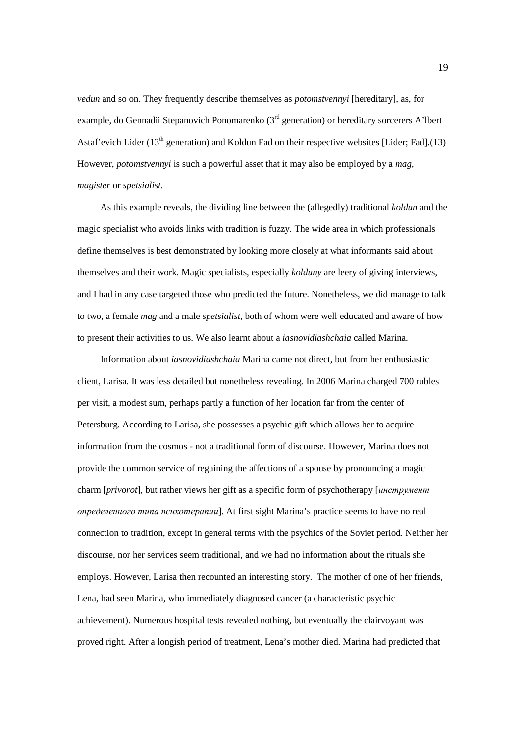*vedun* and so on. They frequently describe themselves as *potomstvennyi* [hereditary], as, for example, do Gennadii Stepanovich Ponomarenko (3rd generation) or hereditary sorcerers A'lbert Astaf'evich Lider (13th generation) and Koldun Fad on their respective websites [Lider; Fad].(13) However, *potomstvennyi* is such a powerful asset that it may also be employed by a *mag*, *magister* or *spetsialist*.

As this example reveals, the dividing line between the (allegedly) traditional *koldun* and the magic specialist who avoids links with tradition is fuzzy. The wide area in which professionals define themselves is best demonstrated by looking more closely at what informants said about themselves and their work. Magic specialists, especially *kolduny* are leery of giving interviews, and I had in any case targeted those who predicted the future. Nonetheless, we did manage to talk to two, a female *mag* and a male *spetsialist*, both of whom were well educated and aware of how to present their activities to us. We also learnt about a *iasnovidiashchaia* called Marina.

Information about *iasnovidiashchaia* Marina came not direct, but from her enthusiastic client, Larisa. It was less detailed but nonetheless revealing. In 2006 Marina charged 700 rubles per visit, a modest sum, perhaps partly a function of her location far from the center of Petersburg. According to Larisa, she possesses a psychic gift which allows her to acquire information from the cosmos - not a traditional form of discourse. However, Marina does not provide the common service of regaining the affections of a spouse by pronouncing a magic charm [*privorot*], but rather views her gift as a specific form of psychotherapy [*инструмент определенного типа психотерапии*]. At first sight Marina's practice seems to have no real connection to tradition, except in general terms with the psychics of the Soviet period. Neither her discourse, nor her services seem traditional, and we had no information about the rituals she employs. However, Larisa then recounted an interesting story. The mother of one of her friends, Lena, had seen Marina, who immediately diagnosed cancer (a characteristic psychic achievement). Numerous hospital tests revealed nothing, but eventually the clairvoyant was proved right. After a longish period of treatment, Lena's mother died. Marina had predicted that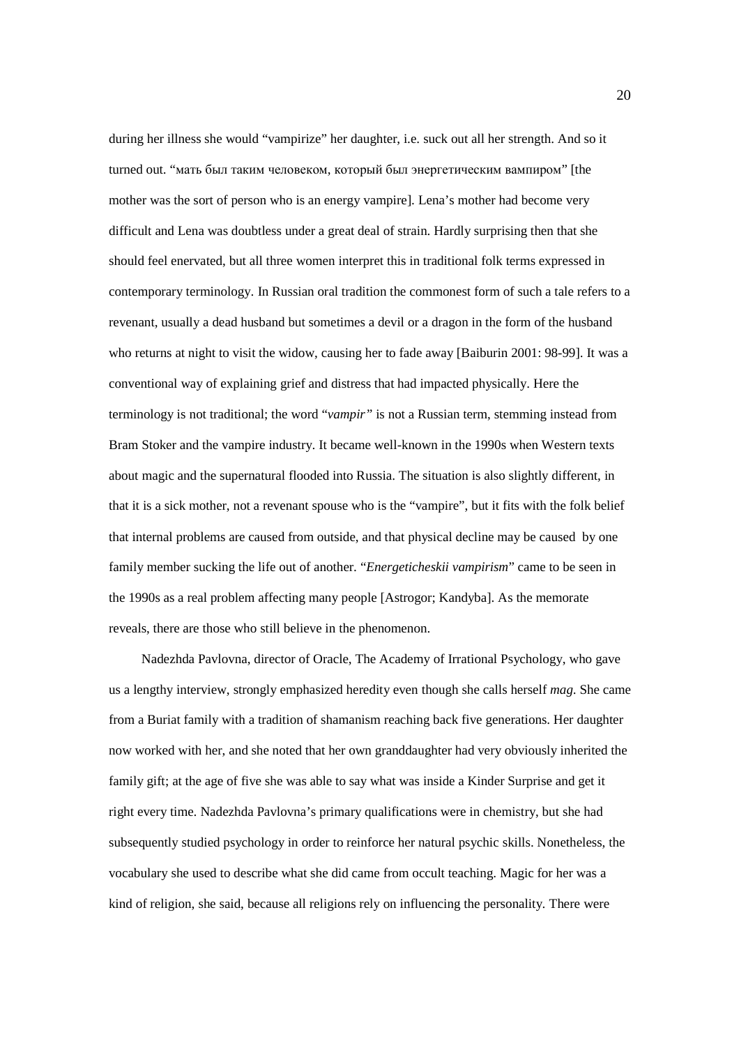during her illness she would "vampirize" her daughter, i.e. suck out all her strength. And so it turned out. "мать был таким человеком, который был энергетическим вампиром" [the mother was the sort of person who is an energy vampire]. Lena's mother had become very difficult and Lena was doubtless under a great deal of strain. Hardly surprising then that she should feel enervated, but all three women interpret this in traditional folk terms expressed in contemporary terminology. In Russian oral tradition the commonest form of such a tale refers to a revenant, usually a dead husband but sometimes a devil or a dragon in the form of the husband who returns at night to visit the widow, causing her to fade away [Baiburin 2001: 98-99]. It was a conventional way of explaining grief and distress that had impacted physically. Here the terminology is not traditional; the word "*vampir"* is not a Russian term, stemming instead from Bram Stoker and the vampire industry. It became well-known in the 1990s when Western texts about magic and the supernatural flooded into Russia. The situation is also slightly different, in that it is a sick mother, not a revenant spouse who is the "vampire", but it fits with the folk belief that internal problems are caused from outside, and that physical decline may be caused by one family member sucking the life out of another. "*Energeticheskii vampirism*" came to be seen in the 1990s as a real problem affecting many people [Astrogor; Kandyba]. As the memorate reveals, there are those who still believe in the phenomenon.

Nadezhda Pavlovna, director of Oracle, The Academy of Irrational Psychology, who gave us a lengthy interview, strongly emphasized heredity even though she calls herself *mag*. She came from a Buriat family with a tradition of shamanism reaching back five generations. Her daughter now worked with her, and she noted that her own granddaughter had very obviously inherited the family gift; at the age of five she was able to say what was inside a Kinder Surprise and get it right every time. Nadezhda Pavlovna's primary qualifications were in chemistry, but she had subsequently studied psychology in order to reinforce her natural psychic skills. Nonetheless, the vocabulary she used to describe what she did came from occult teaching. Magic for her was a kind of religion, she said, because all religions rely on influencing the personality. There were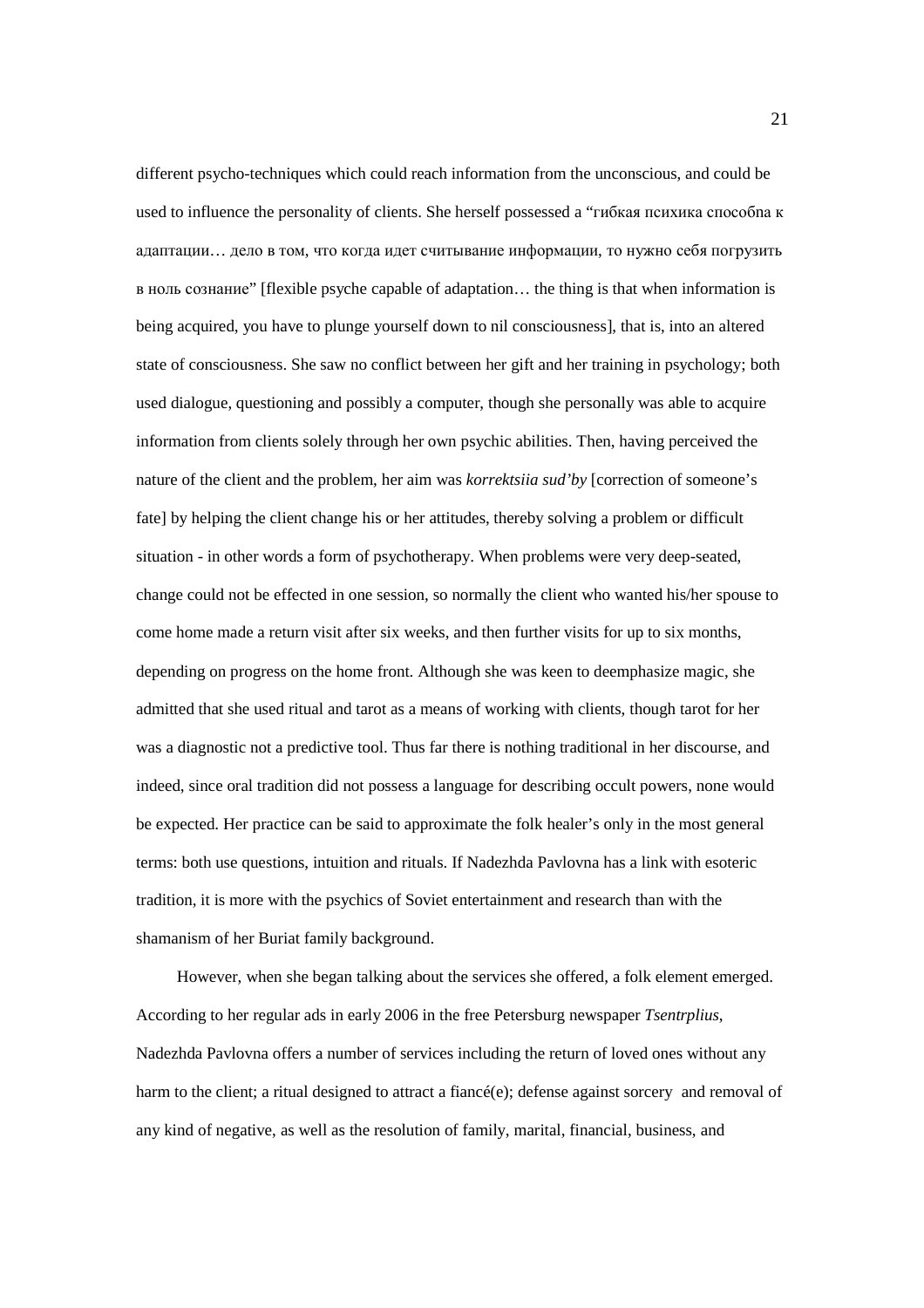different psycho-techniques which could reach information from the unconscious, and could be used to influence the personality of clients. She herself possessed a "гибкая психика способпа к адаптации… дело в том, что когда идет считывание информации, то нужно себя погрузить в ноль сознание" [flexible psyche capable of adaptation… the thing is that when information is being acquired, you have to plunge yourself down to nil consciousness], that is, into an altered state of consciousness. She saw no conflict between her gift and her training in psychology; both used dialogue, questioning and possibly a computer, though she personally was able to acquire information from clients solely through her own psychic abilities. Then, having perceived the nature of the client and the problem, her aim was *korrektsiia sud'by* [correction of someone's fate] by helping the client change his or her attitudes, thereby solving a problem or difficult situation - in other words a form of psychotherapy. When problems were very deep-seated, change could not be effected in one session, so normally the client who wanted his/her spouse to come home made a return visit after six weeks, and then further visits for up to six months, depending on progress on the home front. Although she was keen to deemphasize magic, she admitted that she used ritual and tarot as a means of working with clients, though tarot for her was a diagnostic not a predictive tool. Thus far there is nothing traditional in her discourse, and indeed, since oral tradition did not possess a language for describing occult powers, none would be expected. Her practice can be said to approximate the folk healer's only in the most general terms: both use questions, intuition and rituals. If Nadezhda Pavlovna has a link with esoteric tradition, it is more with the psychics of Soviet entertainment and research than with the shamanism of her Buriat family background.

However, when she began talking about the services she offered, a folk element emerged. According to her regular ads in early 2006 in the free Petersburg newspaper *Tsentrplius*, Nadezhda Pavlovna offers a number of services including the return of loved ones without any harm to the client; a ritual designed to attract a fiancé(e); defense against sorcery and removal of any kind of negative, as well as the resolution of family, marital, financial, business, and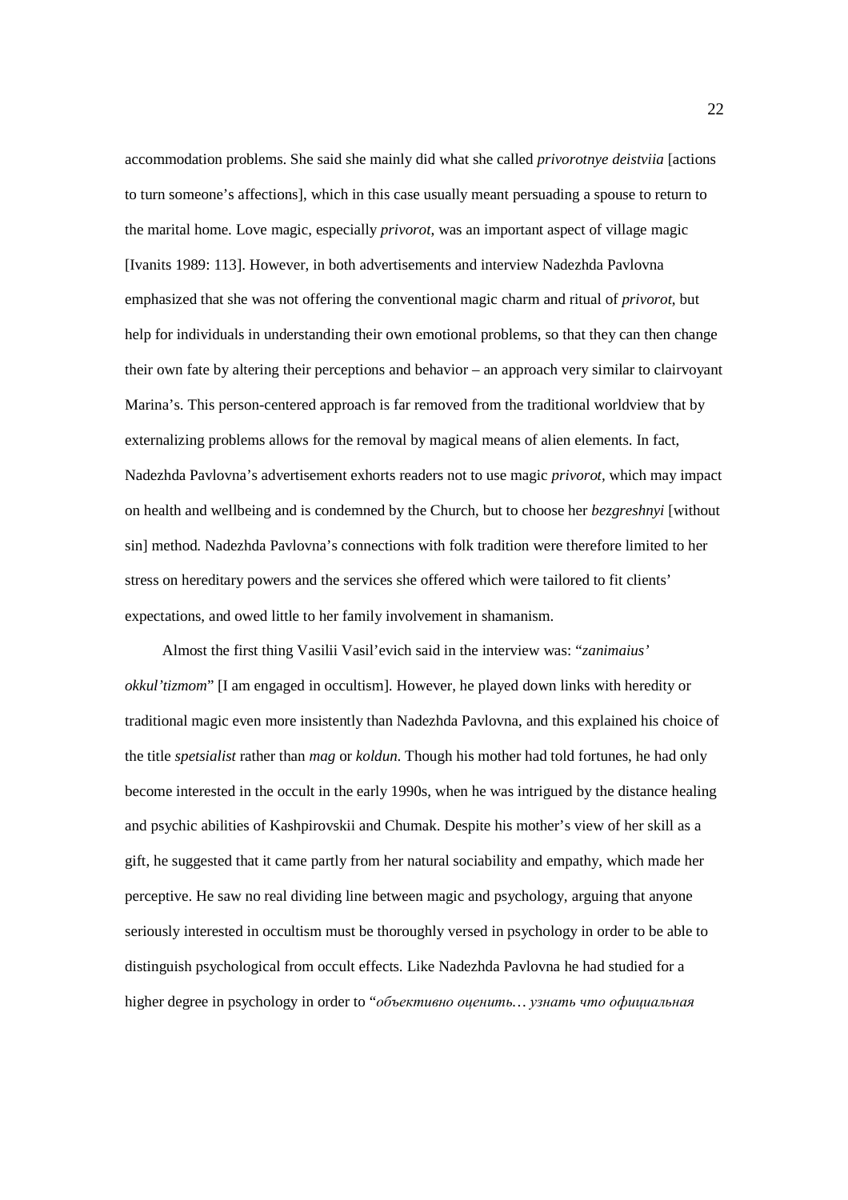accommodation problems. She said she mainly did what she called *privorotnye deistviia* [actions to turn someone's affections], which in this case usually meant persuading a spouse to return to the marital home. Love magic, especially *privorot*, was an important aspect of village magic [Ivanits 1989: 113]. However, in both advertisements and interview Nadezhda Pavlovna emphasized that she was not offering the conventional magic charm and ritual of *privorot*, but help for individuals in understanding their own emotional problems, so that they can then change their own fate by altering their perceptions and behavior – an approach very similar to clairvoyant Marina's. This person-centered approach is far removed from the traditional worldview that by externalizing problems allows for the removal by magical means of alien elements. In fact, Nadezhda Pavlovna's advertisement exhorts readers not to use magic *privorot*, which may impact on health and wellbeing and is condemned by the Church, but to choose her *bezgreshnyi* [without sin] method. Nadezhda Pavlovna's connections with folk tradition were therefore limited to her stress on hereditary powers and the services she offered which were tailored to fit clients' expectations, and owed little to her family involvement in shamanism.

Almost the first thing Vasilii Vasil'evich said in the interview was: "*zanimaius' okkul'tizmom*" [I am engaged in occultism]. However, he played down links with heredity or traditional magic even more insistently than Nadezhda Pavlovna, and this explained his choice of the title *spetsialist* rather than *mag* or *koldun*. Though his mother had told fortunes, he had only become interested in the occult in the early 1990s, when he was intrigued by the distance healing and psychic abilities of Kashpirovskii and Chumak. Despite his mother's view of her skill as a gift, he suggested that it came partly from her natural sociability and empathy, which made her perceptive. He saw no real dividing line between magic and psychology, arguing that anyone seriously interested in occultism must be thoroughly versed in psychology in order to be able to distinguish psychological from occult effects. Like Nadezhda Pavlovna he had studied for a higher degree in psychology in order to "*объективно оценить… узнать что официальная*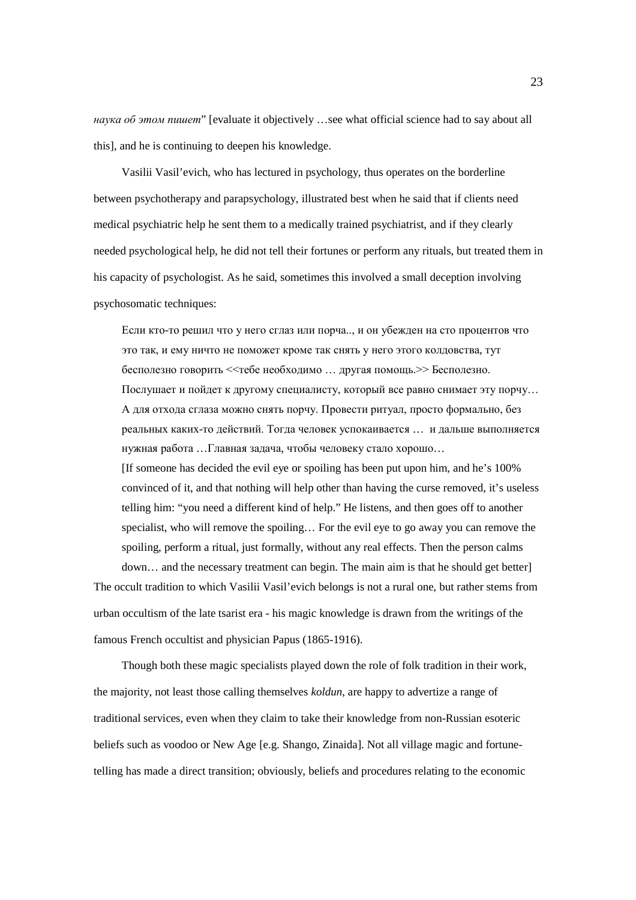*наука об этом пишет*" [evaluate it objectively …see what official science had to say about all this], and he is continuing to deepen his knowledge.

Vasilii Vasil'evich, who has lectured in psychology, thus operates on the borderline between psychotherapy and parapsychology, illustrated best when he said that if clients need medical psychiatric help he sent them to a medically trained psychiatrist, and if they clearly needed psychological help, he did not tell their fortunes or perform any rituals, but treated them in his capacity of psychologist. As he said, sometimes this involved a small deception involving psychosomatic techniques:

> Если кто-то решил что у него сглаз или порча.., и он убежден на сто процентов что это так, и ему ничто не поможет кроме так снять у него этого колдовства, тут бесполезно говорить <<тебе необходимо … другая помощь.>> Бесполезно. Послушает и пойдет к другому специалисту, который все равно снимает эту порчу… А для отхода сглаза можно снять порчу. Провести ритуал, просто формально, без реальных каких-то действий. Тогда человек успокаивается … и дальше выполняется нужная работа …Главная задача, чтобы человеку стало хорошо…
> [If someone has decided the evil eye or spoiling has been put upon him, and he's 100% convinced of it, and that nothing will help other than having the curse removed, it's useless telling him: "you need a different kind of help." He listens, and then goes off to another specialist, who will remove the spoiling… For the evil eye to go away you can remove the spoiling, perform a ritual, just formally, without any real effects. Then the person calms down… and the necessary treatment can begin. The main aim is that he should get better]

The occult tradition to which Vasilii Vasil'evich belongs is not a rural one, but rather stems from urban occultism of the late tsarist era - his magic knowledge is drawn from the writings of the famous French occultist and physician Papus (1865-1916).

Though both these magic specialists played down the role of folk tradition in their work, the majority, not least those calling themselves *koldun*, are happy to advertize a range of traditional services, even when they claim to take their knowledge from non-Russian esoteric beliefs such as voodoo or New Age [e.g. Shango, Zinaida]. Not all village magic and fortune-telling has made a direct transition; obviously, beliefs and procedures relating to the economic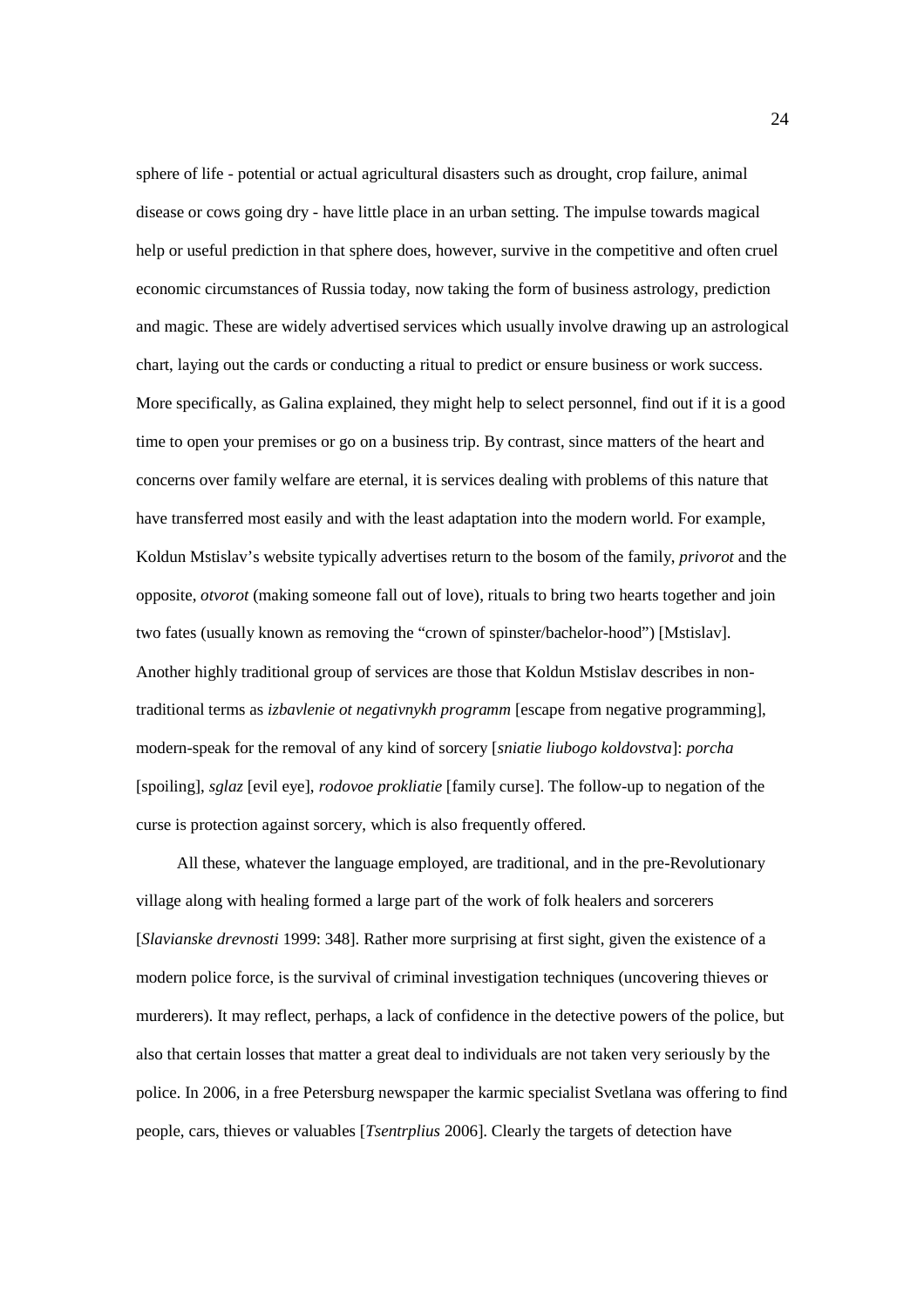sphere of life - potential or actual agricultural disasters such as drought, crop failure, animal disease or cows going dry - have little place in an urban setting. The impulse towards magical help or useful prediction in that sphere does, however, survive in the competitive and often cruel economic circumstances of Russia today, now taking the form of business astrology, prediction and magic. These are widely advertised services which usually involve drawing up an astrological chart, laying out the cards or conducting a ritual to predict or ensure business or work success. More specifically, as Galina explained, they might help to select personnel, find out if it is a good time to open your premises or go on a business trip. By contrast, since matters of the heart and concerns over family welfare are eternal, it is services dealing with problems of this nature that have transferred most easily and with the least adaptation into the modern world. For example, Koldun Mstislav's website typically advertises return to the bosom of the family, *privorot* and the opposite, *otvorot* (making someone fall out of love), rituals to bring two hearts together and join two fates (usually known as removing the "crown of spinster/bachelor-hood") [Mstislav]. Another highly traditional group of services are those that Koldun Mstislav describes in non-traditional terms as *izbavlenie ot negativnykh programm* [escape from negative programming], modern-speak for the removal of any kind of sorcery [*sniatie liubogo koldovstva*]: *porcha* [spoiling], *sglaz* [evil eye], *rodovoe prokliatie* [family curse]. The follow-up to negation of the curse is protection against sorcery, which is also frequently offered.

All these, whatever the language employed, are traditional, and in the pre-Revolutionary village along with healing formed a large part of the work of folk healers and sorcerers [*Slavianske drevnosti* 1999: 348]. Rather more surprising at first sight, given the existence of a modern police force, is the survival of criminal investigation techniques (uncovering thieves or murderers). It may reflect, perhaps, a lack of confidence in the detective powers of the police, but also that certain losses that matter a great deal to individuals are not taken very seriously by the police. In 2006, in a free Petersburg newspaper the karmic specialist Svetlana was offering to find people, cars, thieves or valuables [*Tsentrplius* 2006]. Clearly the targets of detection have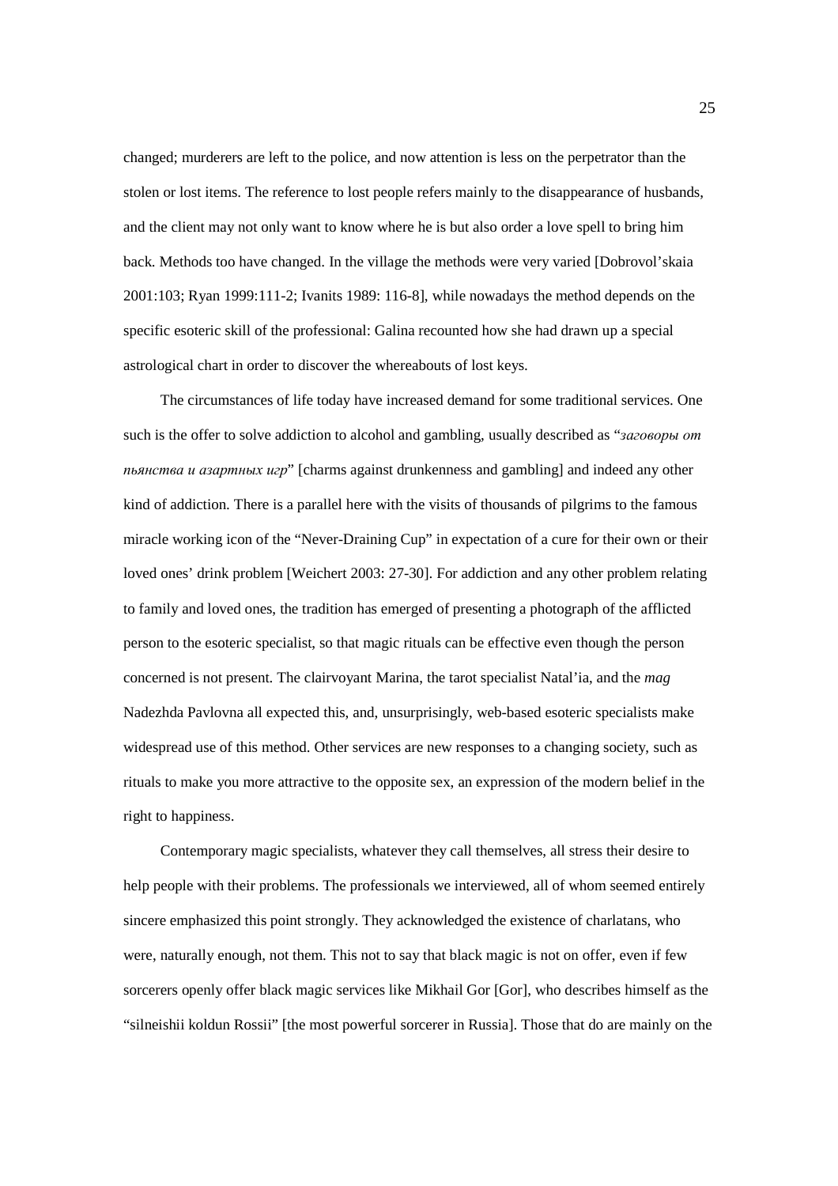changed; murderers are left to the police, and now attention is less on the perpetrator than the stolen or lost items. The reference to lost people refers mainly to the disappearance of husbands, and the client may not only want to know where he is but also order a love spell to bring him back. Methods too have changed. In the village the methods were very varied [Dobrovol'skaia 2001:103; Ryan 1999:111-2; Ivanits 1989: 116-8], while nowadays the method depends on the specific esoteric skill of the professional: Galina recounted how she had drawn up a special astrological chart in order to discover the whereabouts of lost keys.

The circumstances of life today have increased demand for some traditional services. One such is the offer to solve addiction to alcohol and gambling, usually described as "*заговоры от пьянства и азартных игр*" [charms against drunkenness and gambling] and indeed any other kind of addiction. There is a parallel here with the visits of thousands of pilgrims to the famous miracle working icon of the "Never-Draining Cup" in expectation of a cure for their own or their loved ones' drink problem [Weichert 2003: 27-30]. For addiction and any other problem relating to family and loved ones, the tradition has emerged of presenting a photograph of the afflicted person to the esoteric specialist, so that magic rituals can be effective even though the person concerned is not present. The clairvoyant Marina, the tarot specialist Natal'ia, and the *mag* Nadezhda Pavlovna all expected this, and, unsurprisingly, web-based esoteric specialists make widespread use of this method. Other services are new responses to a changing society, such as rituals to make you more attractive to the opposite sex, an expression of the modern belief in the right to happiness.

Contemporary magic specialists, whatever they call themselves, all stress their desire to help people with their problems. The professionals we interviewed, all of whom seemed entirely sincere emphasized this point strongly. They acknowledged the existence of charlatans, who were, naturally enough, not them. This not to say that black magic is not on offer, even if few sorcerers openly offer black magic services like Mikhail Gor [Gor], who describes himself as the "silneishii koldun Rossii" [the most powerful sorcerer in Russia]. Those that do are mainly on the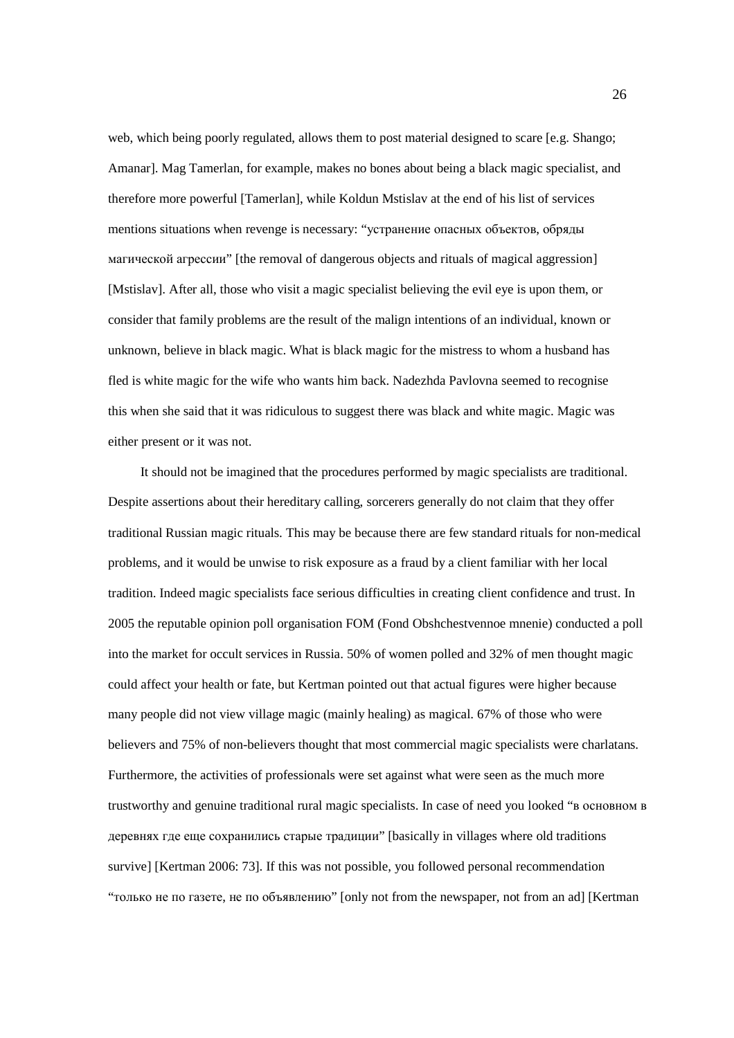web, which being poorly regulated, allows them to post material designed to scare [e.g. Shango; Amanar]. Mag Tamerlan, for example, makes no bones about being a black magic specialist, and therefore more powerful [Tamerlan], while Koldun Mstislav at the end of his list of services mentions situations when revenge is necessary: "устранение опасных объектов, обряды магической агрессии" [the removal of dangerous objects and rituals of magical aggression] [Mstislav]. After all, those who visit a magic specialist believing the evil eye is upon them, or consider that family problems are the result of the malign intentions of an individual, known or unknown, believe in black magic. What is black magic for the mistress to whom a husband has fled is white magic for the wife who wants him back. Nadezhda Pavlovna seemed to recognise this when she said that it was ridiculous to suggest there was black and white magic. Magic was either present or it was not.

It should not be imagined that the procedures performed by magic specialists are traditional. Despite assertions about their hereditary calling, sorcerers generally do not claim that they offer traditional Russian magic rituals. This may be because there are few standard rituals for non-medical problems, and it would be unwise to risk exposure as a fraud by a client familiar with her local tradition. Indeed magic specialists face serious difficulties in creating client confidence and trust. In 2005 the reputable opinion poll organisation FOM (Fond Obshchestvennoe mnenie) conducted a poll into the market for occult services in Russia. 50% of women polled and 32% of men thought magic could affect your health or fate, but Kertman pointed out that actual figures were higher because many people did not view village magic (mainly healing) as magical. 67% of those who were believers and 75% of non-believers thought that most commercial magic specialists were charlatans. Furthermore, the activities of professionals were set against what were seen as the much more trustworthy and genuine traditional rural magic specialists. In case of need you looked "в основном в деревнях где еще сохранились старые традиции" [basically in villages where old traditions survive] [Kertman 2006: 73]. If this was not possible, you followed personal recommendation "только не по газете, не по объявлению" [only not from the newspaper, not from an ad] [Kertman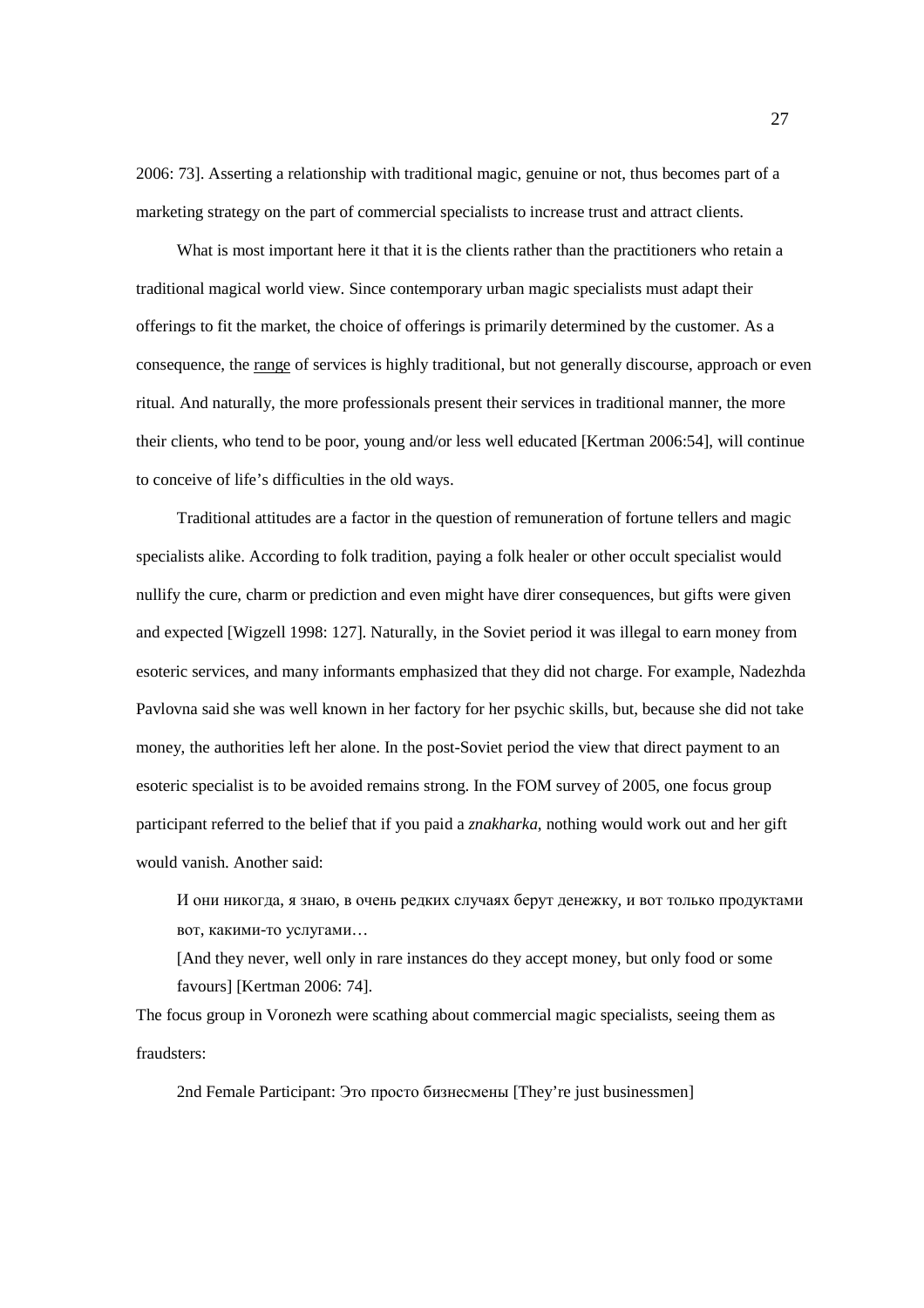2006: 73]. Asserting a relationship with traditional magic, genuine or not, thus becomes part of a marketing strategy on the part of commercial specialists to increase trust and attract clients.

What is most important here it that it is the clients rather than the practitioners who retain a traditional magical world view. Since contemporary urban magic specialists must adapt their offerings to fit the market, the choice of offerings is primarily determined by the customer. As a consequence, the <u>range</u> of services is highly traditional, but not generally discourse, approach or even ritual. And naturally, the more professionals present their services in traditional manner, the more their clients, who tend to be poor, young and/or less well educated [Kertman 2006:54], will continue to conceive of life's difficulties in the old ways.

Traditional attitudes are a factor in the question of remuneration of fortune tellers and magic specialists alike. According to folk tradition, paying a folk healer or other occult specialist would nullify the cure, charm or prediction and even might have direr consequences, but gifts were given and expected [Wigzell 1998: 127]. Naturally, in the Soviet period it was illegal to earn money from esoteric services, and many informants emphasized that they did not charge. For example, Nadezhda Pavlovna said she was well known in her factory for her psychic skills, but, because she did not take money, the authorities left her alone. In the post-Soviet period the view that direct payment to an esoteric specialist is to be avoided remains strong. In the FOM survey of 2005, one focus group participant referred to the belief that if you paid a *znakharka*, nothing would work out and her gift would vanish. Another said:

> И они никогда, я знаю, в очень редких случаях берут денежку, и вот только продуктами вот, какими-то услугами…
>
> [And they never, well only in rare instances do they accept money, but only food or some favours] [Kertman 2006: 74].

The focus group in Voronezh were scathing about commercial magic specialists, seeing them as fraudsters:

> 2nd Female Participant: Это просто бизнесмены [They're just businessmen]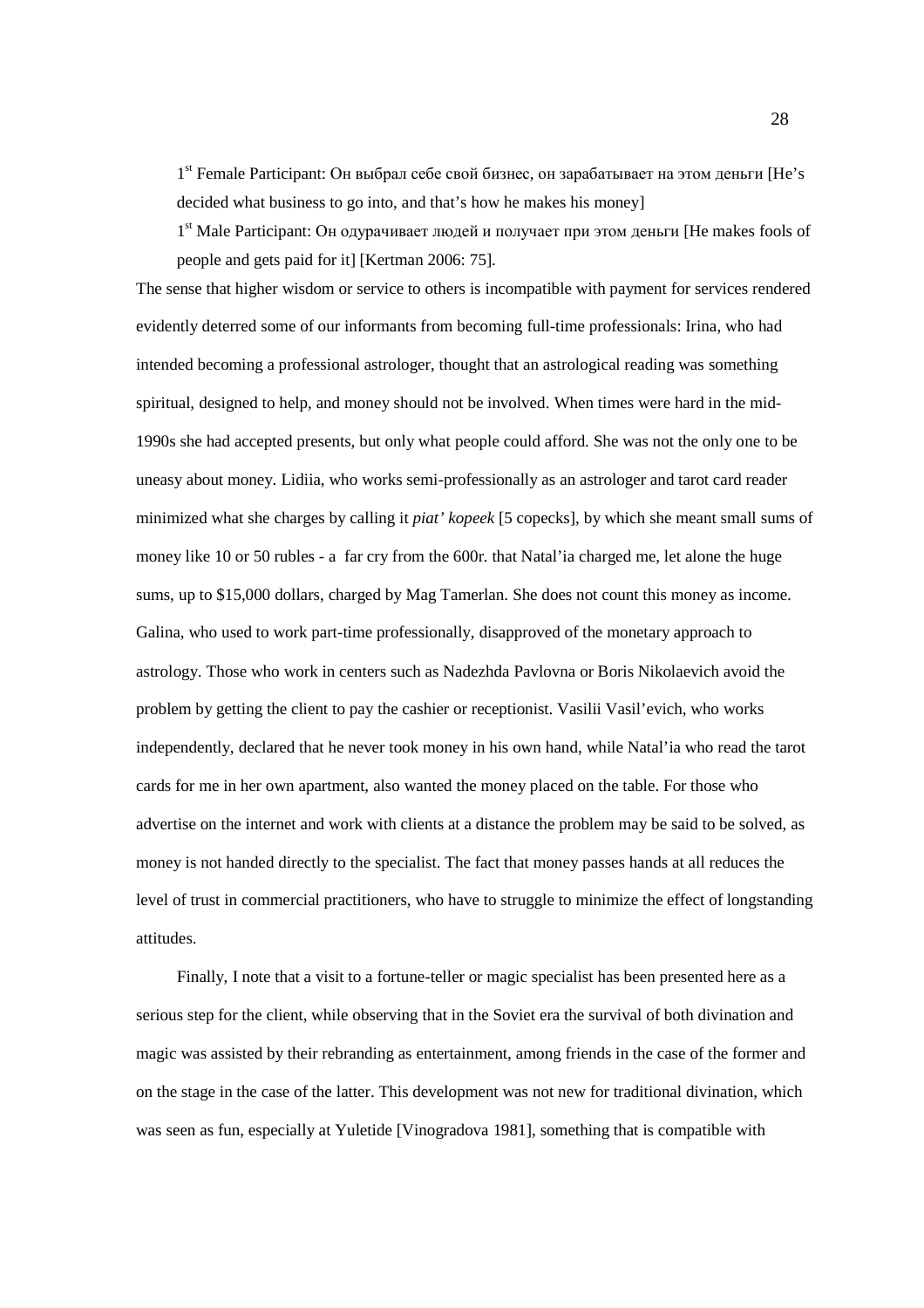1st Female Participant: Он выбрал себе свой бизнес, он зарабатывает на этом деньги [He's decided what business to go into, and that's how he makes his money]

1st Male Participant: Он одурачивает людей и получает при этом деньги [He makes fools of people and gets paid for it] [Kertman 2006: 75].

The sense that higher wisdom or service to others is incompatible with payment for services rendered evidently deterred some of our informants from becoming full-time professionals: Irina, who had intended becoming a professional astrologer, thought that an astrological reading was something spiritual, designed to help, and money should not be involved. When times were hard in the mid-1990s she had accepted presents, but only what people could afford. She was not the only one to be uneasy about money. Lidiia, who works semi-professionally as an astrologer and tarot card reader minimized what she charges by calling it *piat' kopeek* [5 copecks], by which she meant small sums of money like 10 or 50 rubles - a far cry from the 600r. that Natal'ia charged me, let alone the huge sums, up to $15,000 dollars, charged by Mag Tamerlan. She does not count this money as income. Galina, who used to work part-time professionally, disapproved of the monetary approach to astrology. Those who work in centers such as Nadezhda Pavlovna or Boris Nikolaevich avoid the problem by getting the client to pay the cashier or receptionist. Vasilii Vasil'evich, who works independently, declared that he never took money in his own hand, while Natal'ia who read the tarot cards for me in her own apartment, also wanted the money placed on the table. For those who advertise on the internet and work with clients at a distance the problem may be said to be solved, as money is not handed directly to the specialist. The fact that money passes hands at all reduces the level of trust in commercial practitioners, who have to struggle to minimize the effect of longstanding attitudes.

Finally, I note that a visit to a fortune-teller or magic specialist has been presented here as a serious step for the client, while observing that in the Soviet era the survival of both divination and magic was assisted by their rebranding as entertainment, among friends in the case of the former and on the stage in the case of the latter. This development was not new for traditional divination, which was seen as fun, especially at Yuletide [Vinogradova 1981], something that is compatible with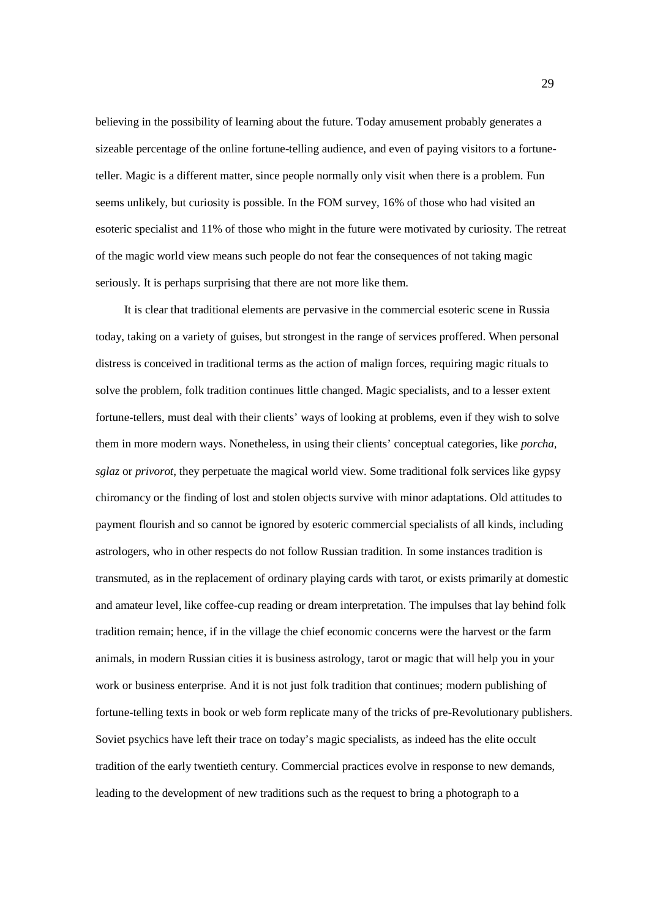believing in the possibility of learning about the future. Today amusement probably generates a sizeable percentage of the online fortune-telling audience, and even of paying visitors to a fortune-teller. Magic is a different matter, since people normally only visit when there is a problem. Fun seems unlikely, but curiosity is possible. In the FOM survey, 16% of those who had visited an esoteric specialist and 11% of those who might in the future were motivated by curiosity. The retreat of the magic world view means such people do not fear the consequences of not taking magic seriously. It is perhaps surprising that there are not more like them.

It is clear that traditional elements are pervasive in the commercial esoteric scene in Russia today, taking on a variety of guises, but strongest in the range of services proffered. When personal distress is conceived in traditional terms as the action of malign forces, requiring magic rituals to solve the problem, folk tradition continues little changed. Magic specialists, and to a lesser extent fortune-tellers, must deal with their clients' ways of looking at problems, even if they wish to solve them in more modern ways. Nonetheless, in using their clients' conceptual categories, like *porcha*, *sglaz* or *privorot*, they perpetuate the magical world view. Some traditional folk services like gypsy chiromancy or the finding of lost and stolen objects survive with minor adaptations. Old attitudes to payment flourish and so cannot be ignored by esoteric commercial specialists of all kinds, including astrologers, who in other respects do not follow Russian tradition. In some instances tradition is transmuted, as in the replacement of ordinary playing cards with tarot, or exists primarily at domestic and amateur level, like coffee-cup reading or dream interpretation. The impulses that lay behind folk tradition remain; hence, if in the village the chief economic concerns were the harvest or the farm animals, in modern Russian cities it is business astrology, tarot or magic that will help you in your work or business enterprise. And it is not just folk tradition that continues; modern publishing of fortune-telling texts in book or web form replicate many of the tricks of pre-Revolutionary publishers. Soviet psychics have left their trace on today's magic specialists, as indeed has the elite occult tradition of the early twentieth century. Commercial practices evolve in response to new demands, leading to the development of new traditions such as the request to bring a photograph to a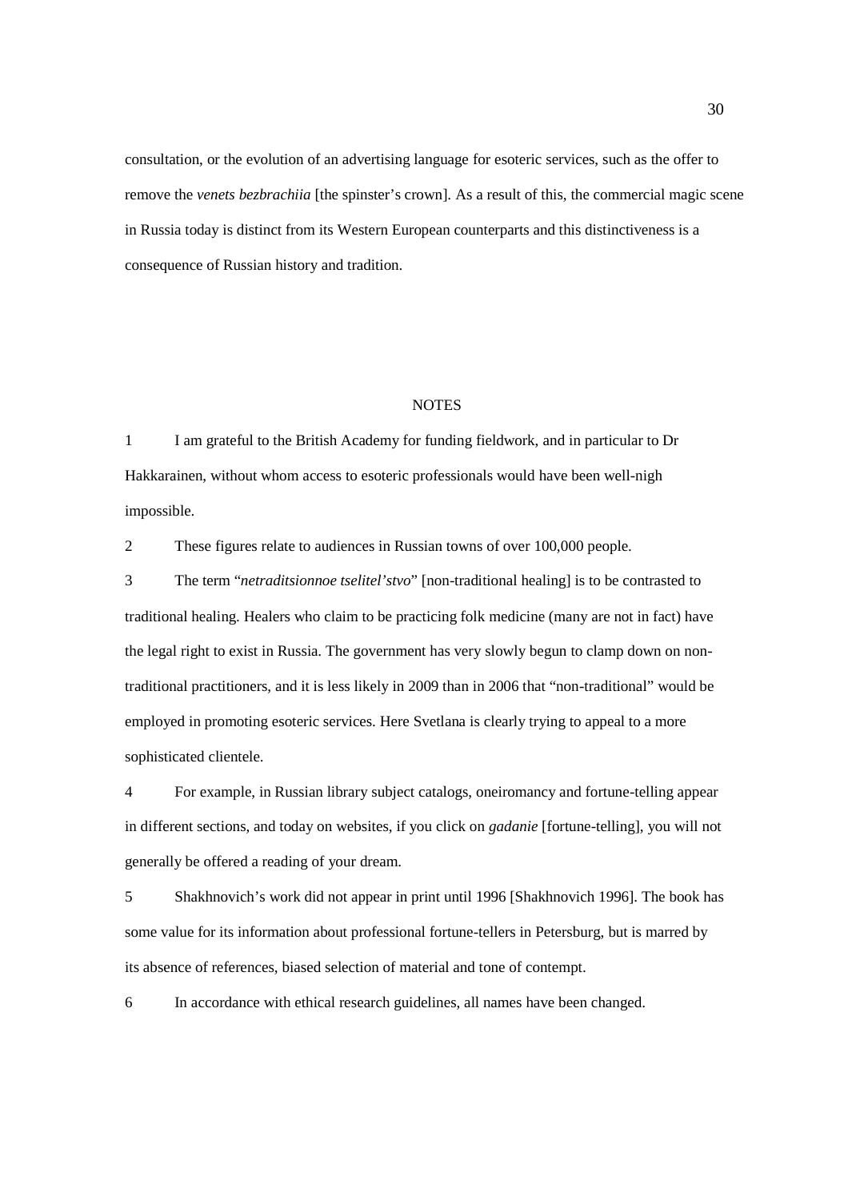consultation, or the evolution of an advertising language for esoteric services, such as the offer to remove the *venets bezbrachiia* [the spinster's crown]. As a result of this, the commercial magic scene in Russia today is distinct from its Western European counterparts and this distinctiveness is a consequence of Russian history and tradition.

## NOTES

1 I am grateful to the British Academy for funding fieldwork, and in particular to Dr Hakkarainen, without whom access to esoteric professionals would have been well-nigh impossible.

2 These figures relate to audiences in Russian towns of over 100,000 people.

3 The term "*netraditsionnoe tselitel'stvo*" [non-traditional healing] is to be contrasted to traditional healing. Healers who claim to be practicing folk medicine (many are not in fact) have the legal right to exist in Russia. The government has very slowly begun to clamp down on non-traditional practitioners, and it is less likely in 2009 than in 2006 that "non-traditional" would be employed in promoting esoteric services. Here Svetlana is clearly trying to appeal to a more sophisticated clientele.

4 For example, in Russian library subject catalogs, oneiromancy and fortune-telling appear in different sections, and today on websites, if you click on *gadanie* [fortune-telling], you will not generally be offered a reading of your dream.

5 Shakhnovich's work did not appear in print until 1996 [Shakhnovich 1996]. The book has some value for its information about professional fortune-tellers in Petersburg, but is marred by its absence of references, biased selection of material and tone of contempt.

6 In accordance with ethical research guidelines, all names have been changed.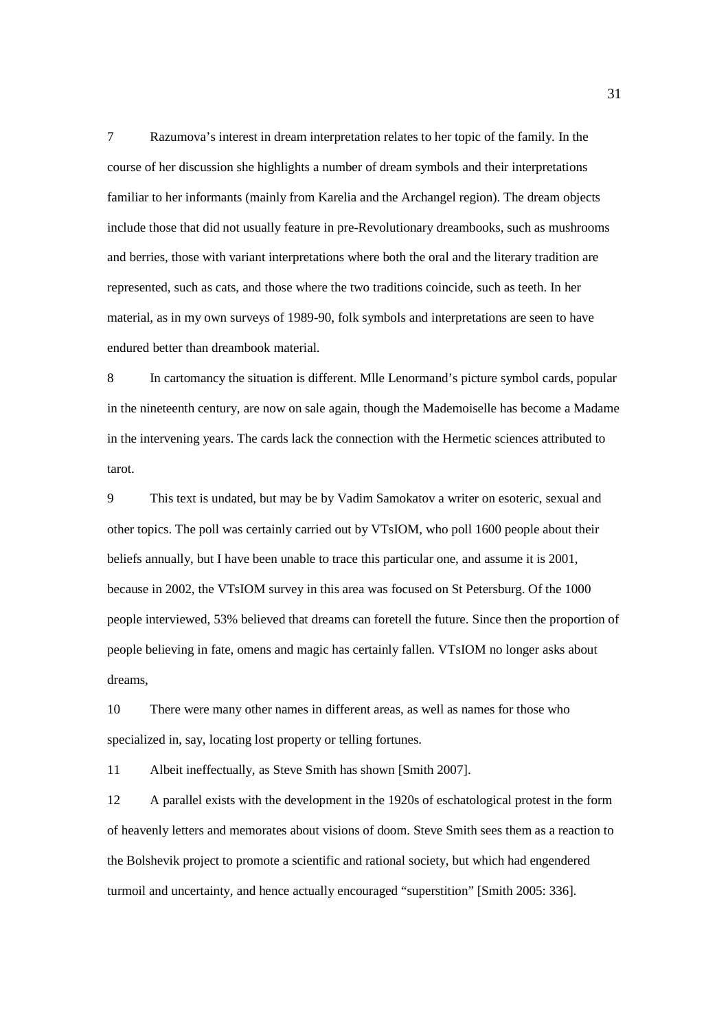7 Razumova's interest in dream interpretation relates to her topic of the family. In the course of her discussion she highlights a number of dream symbols and their interpretations familiar to her informants (mainly from Karelia and the Archangel region). The dream objects include those that did not usually feature in pre-Revolutionary dreambooks, such as mushrooms and berries, those with variant interpretations where both the oral and the literary tradition are represented, such as cats, and those where the two traditions coincide, such as teeth. In her material, as in my own surveys of 1989-90, folk symbols and interpretations are seen to have endured better than dreambook material.

8 In cartomancy the situation is different. Mlle Lenormand's picture symbol cards, popular in the nineteenth century, are now on sale again, though the Mademoiselle has become a Madame in the intervening years. The cards lack the connection with the Hermetic sciences attributed to tarot.

9 This text is undated, but may be by Vadim Samokatov a writer on esoteric, sexual and other topics. The poll was certainly carried out by VTsIOM, who poll 1600 people about their beliefs annually, but I have been unable to trace this particular one, and assume it is 2001, because in 2002, the VTsIOM survey in this area was focused on St Petersburg. Of the 1000 people interviewed, 53% believed that dreams can foretell the future. Since then the proportion of people believing in fate, omens and magic has certainly fallen. VTsIOM no longer asks about dreams,

10 There were many other names in different areas, as well as names for those who specialized in, say, locating lost property or telling fortunes.

11 Albeit ineffectually, as Steve Smith has shown [Smith 2007].

12 A parallel exists with the development in the 1920s of eschatological protest in the form of heavenly letters and memorates about visions of doom. Steve Smith sees them as a reaction to the Bolshevik project to promote a scientific and rational society, but which had engendered turmoil and uncertainty, and hence actually encouraged "superstition" [Smith 2005: 336].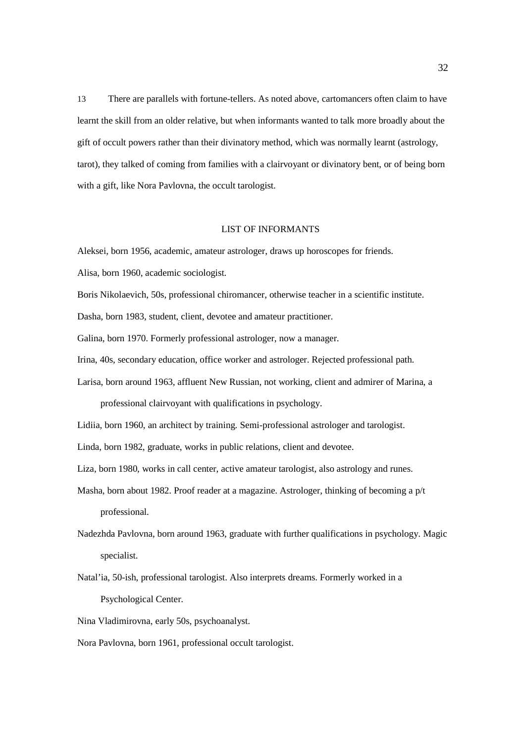13 There are parallels with fortune-tellers. As noted above, cartomancers often claim to have learnt the skill from an older relative, but when informants wanted to talk more broadly about the gift of occult powers rather than their divinatory method, which was normally learnt (astrology, tarot), they talked of coming from families with a clairvoyant or divinatory bent, or of being born with a gift, like Nora Pavlovna, the occult tarologist.

## LIST OF INFORMANTS

Aleksei, born 1956, academic, amateur astrologer, draws up horoscopes for friends.

Alisa, born 1960, academic sociologist.

Boris Nikolaevich, 50s, professional chiromancer, otherwise teacher in a scientific institute.

Dasha, born 1983, student, client, devotee and amateur practitioner.

Galina, born 1970. Formerly professional astrologer, now a manager.

Irina, 40s, secondary education, office worker and astrologer. Rejected professional path.

Larisa, born around 1963, affluent New Russian, not working, client and admirer of Marina, a professional clairvoyant with qualifications in psychology.

Lidiia, born 1960, an architect by training. Semi-professional astrologer and tarologist.

Linda, born 1982, graduate, works in public relations, client and devotee.

Liza, born 1980, works in call center, active amateur tarologist, also astrology and runes.

Masha, born about 1982. Proof reader at a magazine. Astrologer, thinking of becoming a p/t professional.

Nadezhda Pavlovna, born around 1963, graduate with further qualifications in psychology. Magic specialist.

Natal'ia, 50-ish, professional tarologist. Also interprets dreams. Formerly worked in a Psychological Center.

Nina Vladimirovna, early 50s, psychoanalyst.

Nora Pavlovna, born 1961, professional occult tarologist.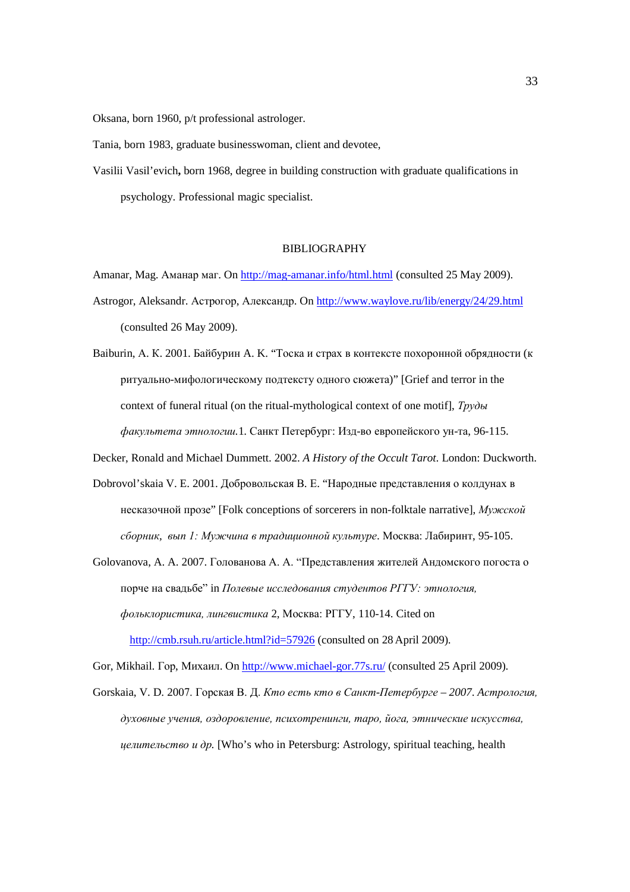Oksana, born 1960, p/t professional astrologer.

Tania, born 1983, graduate businesswoman, client and devotee,

Vasilii Vasil'evich**,** born 1968, degree in building construction with graduate qualifications in psychology. Professional magic specialist.

## BIBLIOGRAPHY

Amanar, Mag. Аманар маг. On http://mag-amanar.info/html.html (consulted 25 May 2009).

Astrogor, Aleksandr. Астрогор, Александр. On http://www.waylove.ru/lib/energy/24/29.html (consulted 26 May 2009).

Baiburin, A. K. 2001. Байбурин А. К. "Тоска и страх в контексте похоронной обрядности (к ритуально-мифологическому подтексту одного сюжета)" [Grief and terror in the context of funeral ritual (on the ritual-mythological context of one motif], *Труды факультета этнологии.*1. Санкт Петербург: Изд-во европейского ун-та, 96-115.

Decker, Ronald and Michael Dummett. 2002. *A History of the Occult Tarot*. London: Duckworth.

Dobrovol'skaia V. E. 2001. Добровольская В. Е. "Народные представления о колдунах в несказочной прозе" [Folk conceptions of sorcerers in non-folktale narrative], *Мужской сборник, вып 1: Мужчина в традиционной культуре*. Москва: Лабиринт, 95-105.

Golovanova, A. A. 2007. Голованова А. А. "Представления жителей Андомского погоста о порче на свадьбе" in *Полевые исследования студентов РГГУ: этнология, фольклористика, лингвистика* 2, Москва: РГГУ, 110-14. Cited on http://cmb.rsuh.ru/article.html?id=57926 (consulted on 28 April 2009).

Gor, Mikhail. Гор, Михаил. On http://www.michael-gor.77s.ru/ (consulted 25 April 2009).

Gorskaia, V. D. 2007. Горская В. Д. *Кто есть кто в Санкт-Петербурге – 2007*. *Астрология, духовные учения, оздоровление, психотренинги, таро, йога, этнические искусства, целительство и др.* [Who's who in Petersburg: Astrology, spiritual teaching, health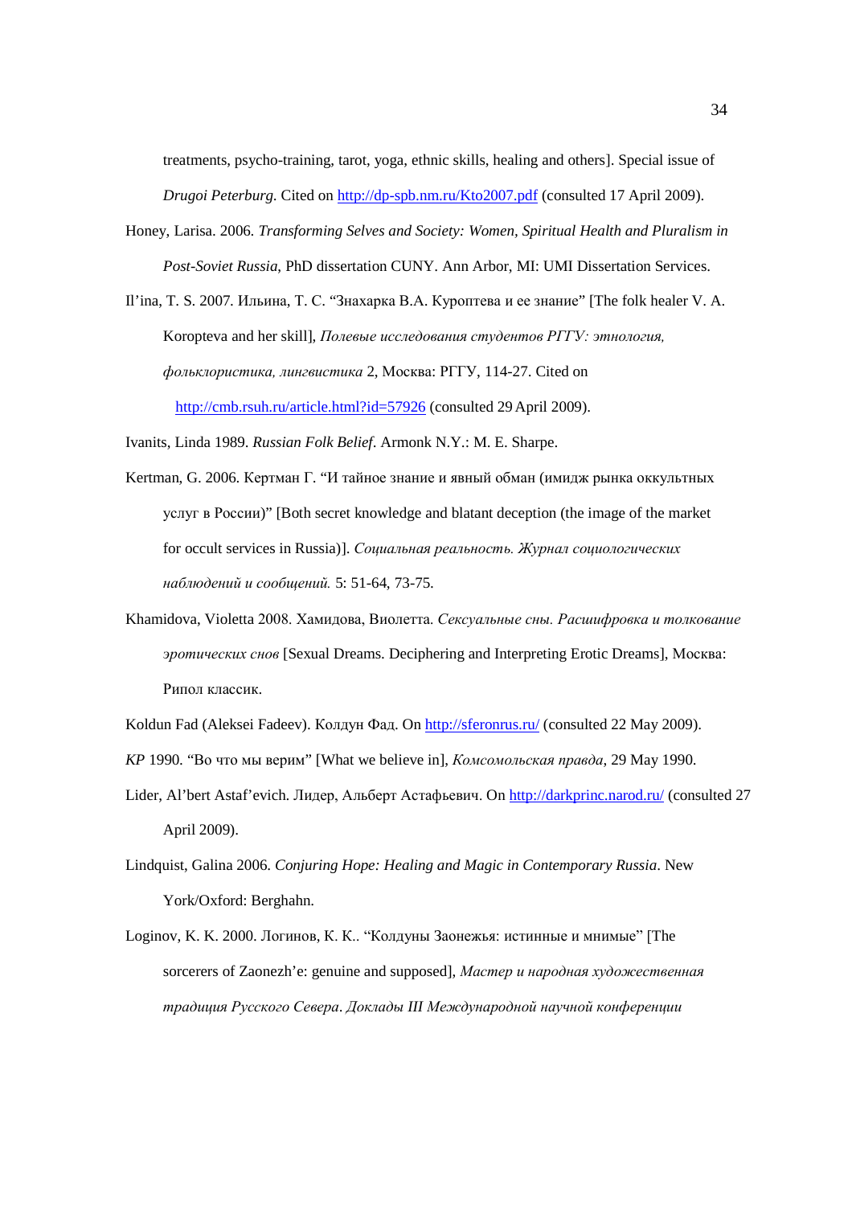treatments, psycho-training, tarot, yoga, ethnic skills, healing and others]. Special issue of *Drugoi Peterburg*. Cited on http://dp-spb.nm.ru/Kto2007.pdf (consulted 17 April 2009).

Honey, Larisa. 2006. *Transforming Selves and Society: Women, Spiritual Health and Pluralism in Post-Soviet Russia*, PhD dissertation CUNY. Ann Arbor, MI: UMI Dissertation Services.

Il'ina, T. S. 2007. Ильина, Т. С. "Знахарка В.А. Куроптева и ее знание" [The folk healer V. A. Koropteva and her skill], *Полевые исследования студентов РГГУ: этнология, фольклористика, лингвистика* 2, Москва: РГГУ, 114-27. Cited on http://cmb.rsuh.ru/article.html?id=57926 (consulted 29 April 2009).

Ivanits, Linda 1989. *Russian Folk Belief*. Armonk N.Y.: M. E. Sharpe.

Kertman, G. 2006. Кертман Г. "И тайное знание и явный обман (имидж рынка оккультных услуг в России)" [Both secret knowledge and blatant deception (the image of the market for occult services in Russia)]. *Социальная реальность. Журнал социологических наблюдений и сообщений.* 5: 51-64, 73-75.

Khamidova, Violetta 2008. Хамидова, Виолетта. *Сексуальные сны. Расшифровка и толкование эротических снов* [Sexual Dreams. Deciphering and Interpreting Erotic Dreams], Москва: Рипол классик.

Koldun Fad (Aleksei Fadeev). Колдун Фад. On http://sferonrus.ru/ (consulted 22 May 2009).

*KP* 1990. "Во что мы верим" [What we believe in], *Комсомольская правда*, 29 May 1990.

Lider, Al'bert Astaf'evich. Лидер, Альберт Астафьевич. On http://darkprinc.narod.ru/ (consulted 27 April 2009).

Lindquist, Galina 2006. *Conjuring Hope: Healing and Magic in Contemporary Russia*. New York/Oxford: Berghahn.

Loginov, K. K. 2000. Логинов, К. К.. "Колдуны Заонежья: истинные и мнимые" [The sorcerers of Zaonezh'e: genuine and supposed], *Мастер и народная художественная традиция Русского Севера*. *Доклады III Международной научной конференции*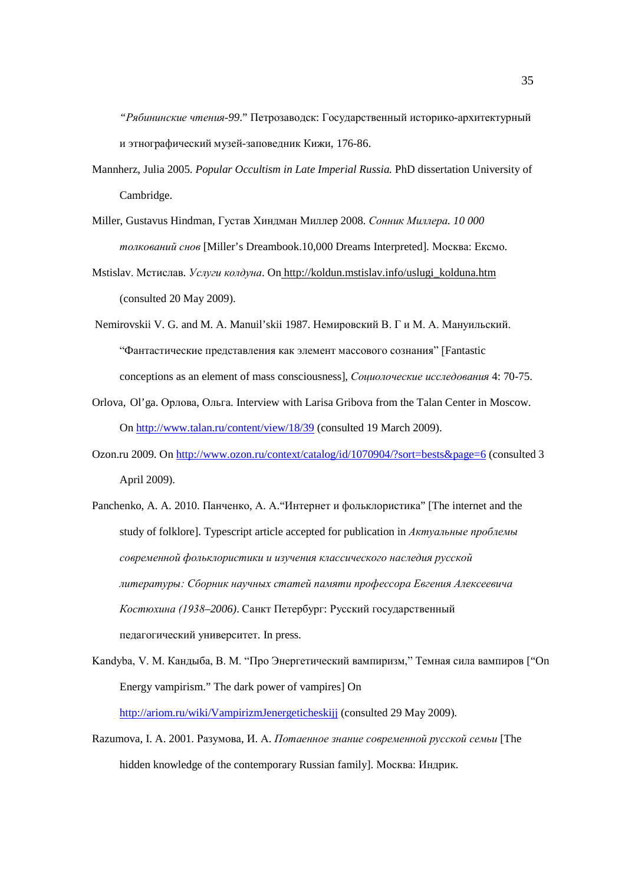*"Рябининские чтения-99*." Петрозаводск: Государственный историко-архитектурный и этнографический музей-заповедник Кижи, 176-86.

Mannherz, Julia 2005. *Popular Occultism in Late Imperial Russia.* PhD dissertation University of Cambridge.

Miller, Gustavus Hindman, Густав Хиндман Миллер 2008. *Сонник Миллера. 10 000 толкований снов* [Miller's Dreambook.10,000 Dreams Interpreted]. Москва: Ексмо.

Mstislav. Мстислав. *Услуги колдуна*. On http://koldun.mstislav.info/uslugi_kolduna.htm (consulted 20 May 2009).

Nemirovskii V. G. and M. A. Manuil'skii 1987. Немировский В. Г и М. А. Мануильский. "Фантастические представления как элемент массового сознания" [Fantastic conceptions as an element of mass consciousness], *Социолоческие исследования* 4: 70-75.

Orlova, Ol'ga. Орлова, Ольга. Interview with Larisa Gribova from the Talan Center in Moscow. On http://www.talan.ru/content/view/18/39 (consulted 19 March 2009).

Ozon.ru 2009. On http://www.ozon.ru/context/catalog/id/1070904/?sort=bests&page=6 (consulted 3 April 2009).

Panchenko, A. A. 2010. Панченко, А. А."Интернет и фольклористика" [The internet and the study of folklore]. Typescript article accepted for publication in *Актуальные проблемы современной фольклористики и изучения классического наследия русской литературы: Сборник научных статей памяти профессора Евгения Алексеевича Костюхина (1938–2006)*. Санкт Петербург: Русский государственный педагогический университет. In press.

Kandyba, V. M. Кандыба, В. М. "Про Энергетический вампиризм," Темная сила вампиров ["On Energy vampirism." The dark power of vampires] On http://ariom.ru/wiki/VampirizmJenergeticheskijj (consulted 29 May 2009).

Razumova, I. A. 2001. Разумова, И. А. *Потаенное знание современной русской семьи* [The hidden knowledge of the contemporary Russian family]. Москва: Индрик.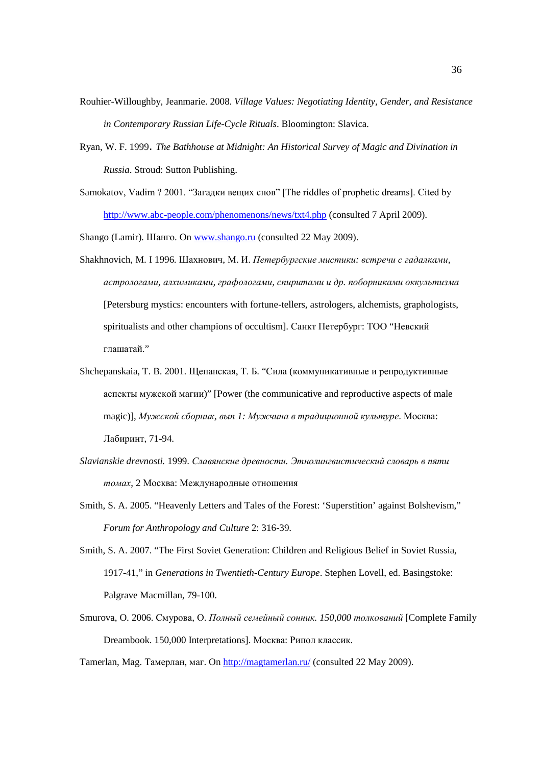Rouhier-Willoughby, Jeanmarie. 2008. *Village Values: Negotiating Identity, Gender, and Resistance in Contemporary Russian Life-Cycle Rituals*. Bloomington: Slavica.

Ryan, W. F. 1999. *The Bathhouse at Midnight: An Historical Survey of Magic and Divination in Russia*. Stroud: Sutton Publishing.

Samokatov, Vadim ? 2001. "Загадки вещих снов" [The riddles of prophetic dreams]. Cited by http://www.abc-people.com/phenomenons/news/txt4.php (consulted 7 April 2009).

Shango (Lamir). Шанго. On www.shango.ru (consulted 22 May 2009).

Shakhnovich, M. I 1996. Шахнович, М. И. *Петербургские мистики: встречи с гадалками, астрологами, алхимиками, графологами, спиритами и др. поборниками оккультизма* [Petersburg mystics: encounters with fortune-tellers, astrologers, alchemists, graphologists, spiritualists and other champions of occultism]. Санкт Петербург: ТОО "Невский глашатай."

Shchepanskaia, T. B. 2001. Щепанская, Т. Б. "Сила (коммуникативные и репродуктивные аспекты мужской магии)" [Power (the communicative and reproductive aspects of male magic)], *Мужской сборник, вып 1: Мужчина в традиционной культуре*. Москва: Лабиринт, 71-94.

*Slavianskie drevnosti.* 1999. *Славянские древности. Этнолингвистический словарь в пяти томах*, 2 Москва: Международные отношения

Smith, S. A. 2005. "Heavenly Letters and Tales of the Forest: 'Superstition' against Bolshevism," *Forum for Anthropology and Culture* 2: 316-39.

Smith, S. A. 2007. "The First Soviet Generation: Children and Religious Belief in Soviet Russia, 1917-41," in *Generations in Twentieth-Century Europe*. Stephen Lovell, ed. Basingstoke: Palgrave Macmillan, 79-100.

Smurova, O. 2006. Смурова, О. *Полный семейный сонник. 150,000 толкований* [Complete Family Dreambook. 150,000 Interpretations]. Москва: Рипол классик.

Tamerlan, Mag. Тамерлан, маг. On http://magtamerlan.ru/ (consulted 22 May 2009).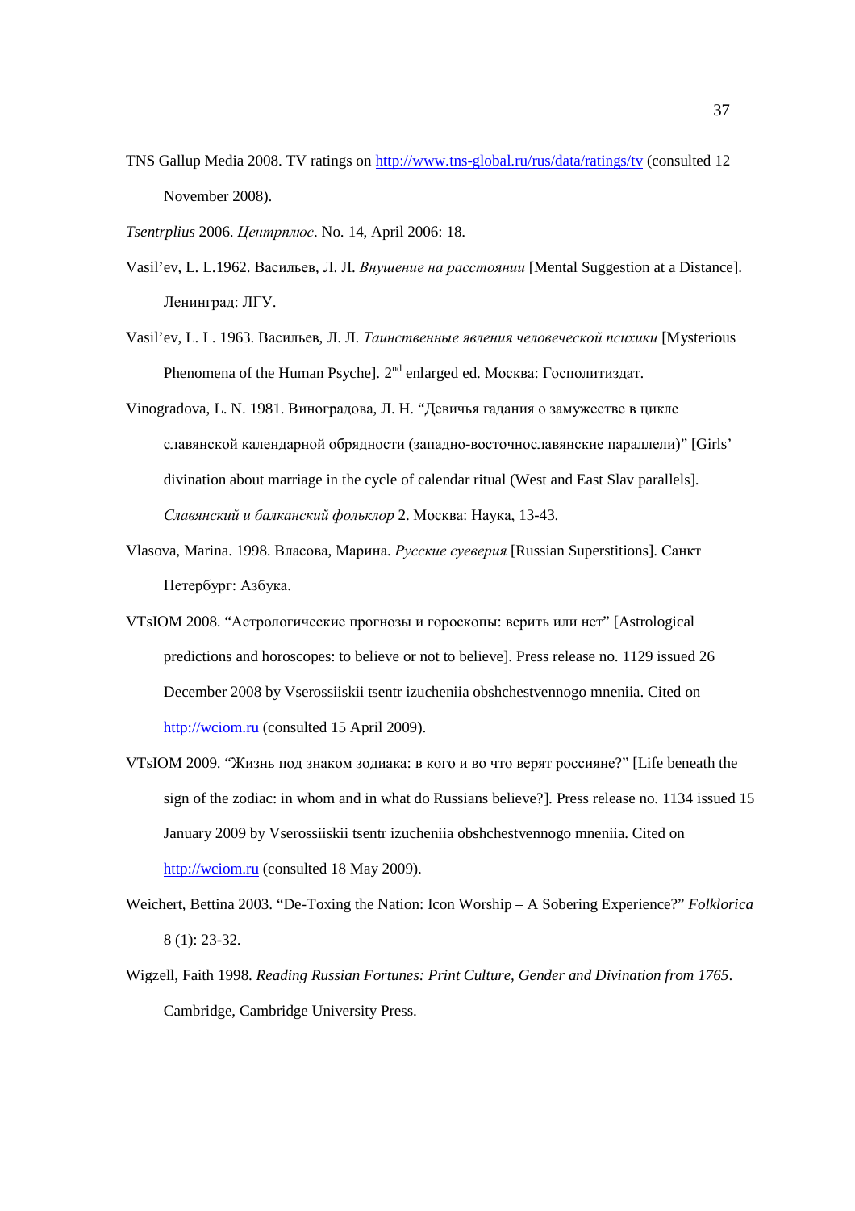TNS Gallup Media 2008. TV ratings on http://www.tns-global.ru/rus/data/ratings/tv (consulted 12 November 2008).

*Tsentrplius* 2006. *Центрплюс*. No. 14, April 2006: 18.

Vasil'ev, L. L.1962. Васильев, Л. Л. *Внушение на расстоянии* [Mental Suggestion at a Distance]. Ленинград: ЛГУ.

Vasil'ev, L. L. 1963. Васильев, Л. Л. *Таинственные явления человеческой психики* [Mysterious Phenomena of the Human Psyche]. 2nd enlarged ed. Москва: Госполитиздат.

Vinogradova, L. N. 1981. Виноградова, Л. Н. "Девичья гадания о замужестве в цикле славянской календарной обрядности (западно-восточнославянские параллели)" [Girls' divination about marriage in the cycle of calendar ritual (West and East Slav parallels]. *Славянский и балканский фольклор* 2. Москва: Наука, 13-43.

Vlasova, Marina. 1998. Власова, Марина. *Русские суеверия* [Russian Superstitions]. Санкт Петербург: Азбука.

VTsIOM 2008. "Астрологические прогнозы и гороскопы: верить или нет" [Astrological predictions and horoscopes: to believe or not to believe]. Press release no. 1129 issued 26 December 2008 by Vserossiiskii tsentr izucheniia obshchestvennogo mneniia. Cited on http://wciom.ru (consulted 15 April 2009).

VTsIOM 2009. "Жизнь под знаком зодиака: в кого и во что верят россияне?" [Life beneath the sign of the zodiac: in whom and in what do Russians believe?]. Press release no. 1134 issued 15 January 2009 by Vserossiiskii tsentr izucheniia obshchestvennogo mneniia. Cited on http://wciom.ru (consulted 18 May 2009).

Weichert, Bettina 2003. "De-Toxing the Nation: Icon Worship – A Sobering Experience?" *Folklorica* 8 (1): 23-32.

Wigzell, Faith 1998. *Reading Russian Fortunes: Print Culture, Gender and Divination from 1765*. Cambridge, Cambridge University Press.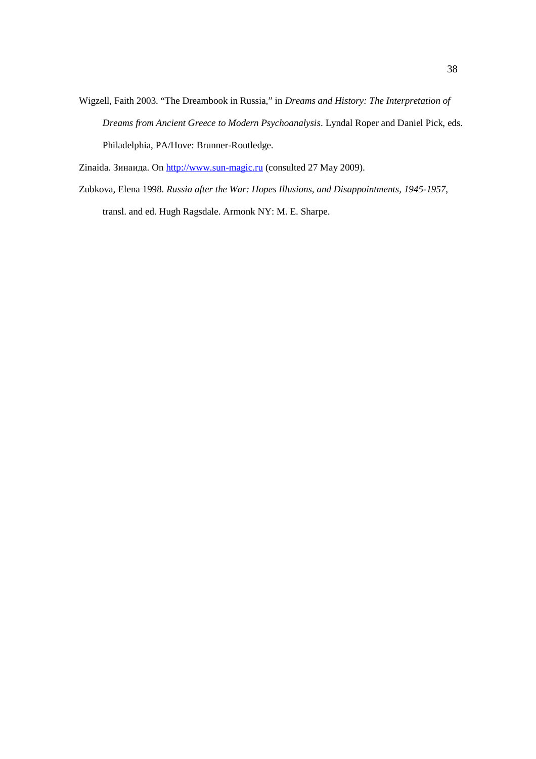Wigzell, Faith 2003. “The Dreambook in Russia,” in *Dreams and History: The Interpretation of Dreams from Ancient Greece to Modern Psychoanalysis*. Lyndal Roper and Daniel Pick, eds. Philadelphia, PA/Hove: Brunner-Routledge.

Zinaida. Зинаида. On [http://www.sun-magic.ru](http://www.sun-magic.ru) (consulted 27 May 2009).

Zubkova, Elena 1998. *Russia after the War: Hopes Illusions, and Disappointments, 1945-1957*, transl. and ed. Hugh Ragsdale. Armonk NY: M. E. Sharpe.